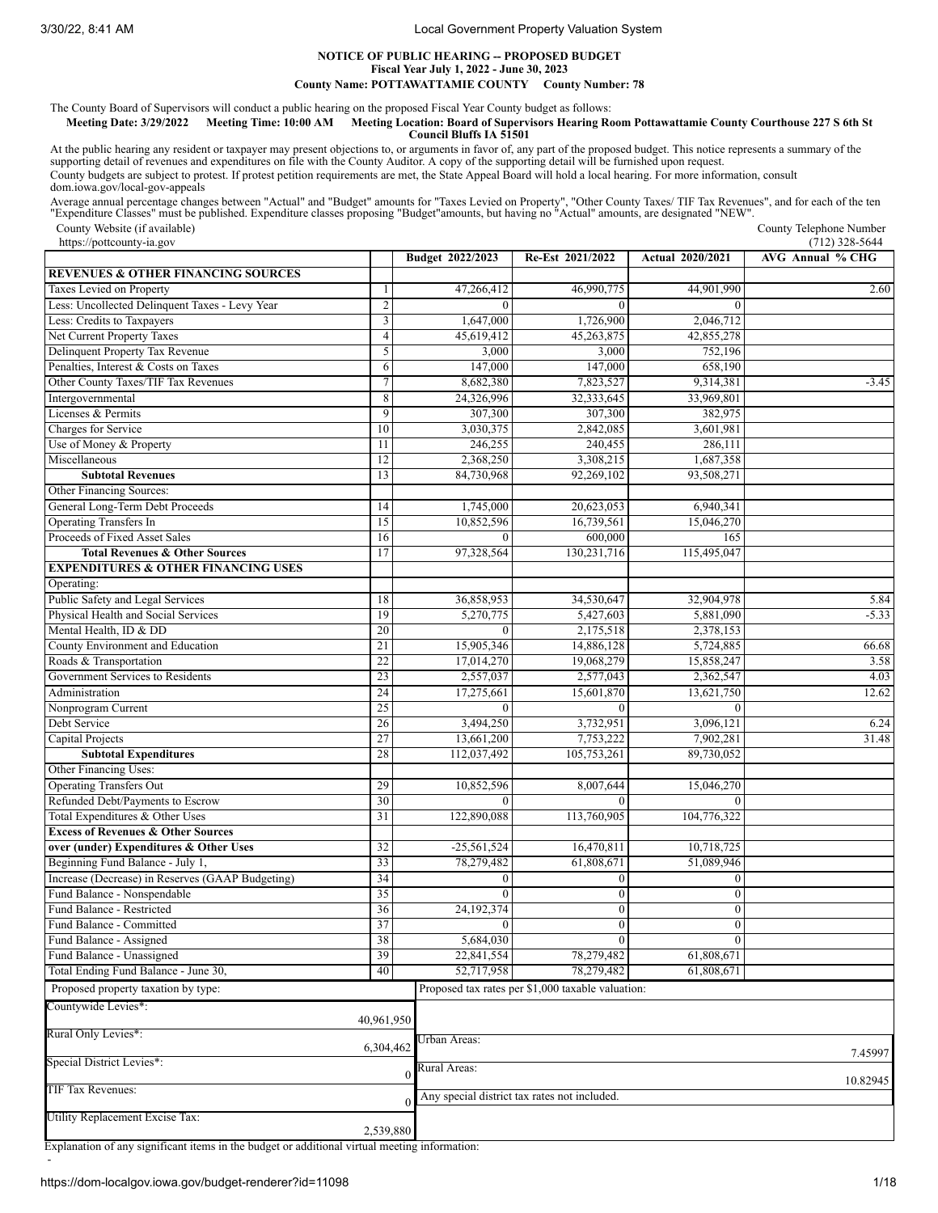# NOTICE OF PUBLIC HEARING -- PROPOSED BUDGET

**Fiscal Year July 1, 2022 - June 30, 2023**

**County Name: POTTAWATTAMIE COUNTY County Number: 78**

The County Board of Supervisors will conduct a public hearing on the proposed Fiscal Year County budget as follows:

**Meeting Date: 3/29/2022 Meeting Time: 10:00 AM Meeting Location: Board of Supervisors Hearing Room Pottawattamie County Courthouse 227 S 6th St Council Bluffs IA 51501**

At the public hearing any resident or taxpayer may present objections to, or arguments in favor of, any part of the proposed budget. This notice represents a summary of the supporting detail of revenues and expenditures on file with the County Auditor. A copy of the supporting detail will be furnished upon request.

County budgets are subject to protest. If protest petition requirements are met, the State Appeal Board will hold a local hearing. For more information, consult dom.iowa.gov/local-gov-appeals

Average annual percentage changes between "Actual" and "Budget" amounts for "Taxes Levied on Property", "Other County Taxes/ TIF Tax Revenues", and for each of the ten "Expenditure Classes" must be published. Expenditure classes proposing "Budget"amounts, but having no "Actual" amounts, are designated "NEW".

County Website (if available): https://pottcounty-ia.gov

County Telephone Number: (712) 328-5644

| | | Budget 2022/2023 | Re-Est 2021/2022 | Actual 2020/2021 | AVG Annual % CHG |
|---|---|---|---|---|---|
| **REVENUES & OTHER FINANCING SOURCES** | | | | | |
| Taxes Levied on Property | 1 | 47,266,412 | 46,990,775 | 44,901,990 | 2.60 |
| Less: Uncollected Delinquent Taxes - Levy Year | 2 | 0 | 0 | 0 | |
| Less: Credits to Taxpayers | 3 | 1,647,000 | 1,726,900 | 2,046,712 | |
| Net Current Property Taxes | 4 | 45,619,412 | 45,263,875 | 42,855,278 | |
| Delinquent Property Tax Revenue | 5 | 3,000 | 3,000 | 752,196 | |
| Penalties, Interest & Costs on Taxes | 6 | 147,000 | 147,000 | 658,190 | |
| Other County Taxes/TIF Tax Revenues | 7 | 8,682,380 | 7,823,527 | 9,314,381 | -3.45 |
| Intergovernmental | 8 | 24,326,996 | 32,333,645 | 33,969,801 | |
| Licenses & Permits | 9 | 307,300 | 307,300 | 382,975 | |
| Charges for Service | 10 | 3,030,375 | 2,842,085 | 3,601,981 | |
| Use of Money & Property | 11 | 246,255 | 240,455 | 286,111 | |
| Miscellaneous | 12 | 2,368,250 | 3,308,215 | 1,687,358 | |
| **Subtotal Revenues** | 13 | 84,730,968 | 92,269,102 | 93,508,271 | |
| Other Financing Sources: | | | | | |
| General Long-Term Debt Proceeds | 14 | 1,745,000 | 20,623,053 | 6,940,341 | |
| Operating Transfers In | 15 | 10,852,596 | 16,739,561 | 15,046,270 | |
| Proceeds of Fixed Asset Sales | 16 | 0 | 600,000 | 165 | |
| **Total Revenues & Other Sources** | 17 | 97,328,564 | 130,231,716 | 115,495,047 | |
| **EXPENDITURES & OTHER FINANCING USES** | | | | | |
| Operating: | | | | | |
| Public Safety and Legal Services | 18 | 36,858,953 | 34,530,647 | 32,904,978 | 5.84 |
| Physical Health and Social Services | 19 | 5,270,775 | 5,427,603 | 5,881,090 | -5.33 |
| Mental Health, ID & DD | 20 | 0 | 2,175,518 | 2,378,153 | |
| County Environment and Education | 21 | 15,905,346 | 14,886,128 | 5,724,885 | 66.68 |
| Roads & Transportation | 22 | 17,014,270 | 19,068,279 | 15,858,247 | 3.58 |
| Government Services to Residents | 23 | 2,557,037 | 2,577,043 | 2,362,547 | 4.03 |
| Administration | 24 | 17,275,661 | 15,601,870 | 13,621,750 | 12.62 |
| Nonprogram Current | 25 | 0 | 0 | 0 | |
| Debt Service | 26 | 3,494,250 | 3,732,951 | 3,096,121 | 6.24 |
| Capital Projects | 27 | 13,661,200 | 7,753,222 | 7,902,281 | 31.48 |
| **Subtotal Expenditures** | 28 | 112,037,492 | 105,753,261 | 89,730,052 | |
| Other Financing Uses: | | | | | |
| Operating Transfers Out | 29 | 10,852,596 | 8,007,644 | 15,046,270 | |
| Refunded Debt/Payments to Escrow | 30 | 0 | 0 | 0 | |
| Total Expenditures & Other Uses | 31 | 122,890,088 | 113,760,905 | 104,776,322 | |
| **Excess of Revenues & Other Sources** | | | | | |
| **over (under) Expenditures & Other Uses** | 32 | -25,561,524 | 16,470,811 | 10,718,725 | |
| Beginning Fund Balance - July 1, | 33 | 78,279,482 | 61,808,671 | 51,089,946 | |
| Increase (Decrease) in Reserves (GAAP Budgeting) | 34 | 0 | 0 | 0 | |
| Fund Balance - Nonspendable | 35 | 0 | 0 | 0 | |
| Fund Balance - Restricted | 36 | 24,192,374 | 0 | 0 | |
| Fund Balance - Committed | 37 | 0 | 0 | 0 | |
| Fund Balance - Assigned | 38 | 5,684,030 | 0 | 0 | |
| Fund Balance - Unassigned | 39 | 22,841,554 | 78,279,482 | 61,808,671 | |
| Total Ending Fund Balance - June 30, | 40 | 52,717,958 | 78,279,482 | 61,808,671 | |

| Proposed property taxation by type: | | Proposed tax rates per $1,000 taxable valuation: | |
|---|---|---|---|
| Countywide Levies*: | 40,961,950 | | |
| Rural Only Levies*: | 6,304,462 | Urban Areas: | 7.45997 |
| Special District Levies*: | 0 | Rural Areas: | 10.82945 |
| TIF Tax Revenues: | 0 | Any special district tax rates not included. | |
| Utility Replacement Excise Tax: | 2,539,880 | | |

Explanation of any significant items in the budget or additional virtual meeting information:

-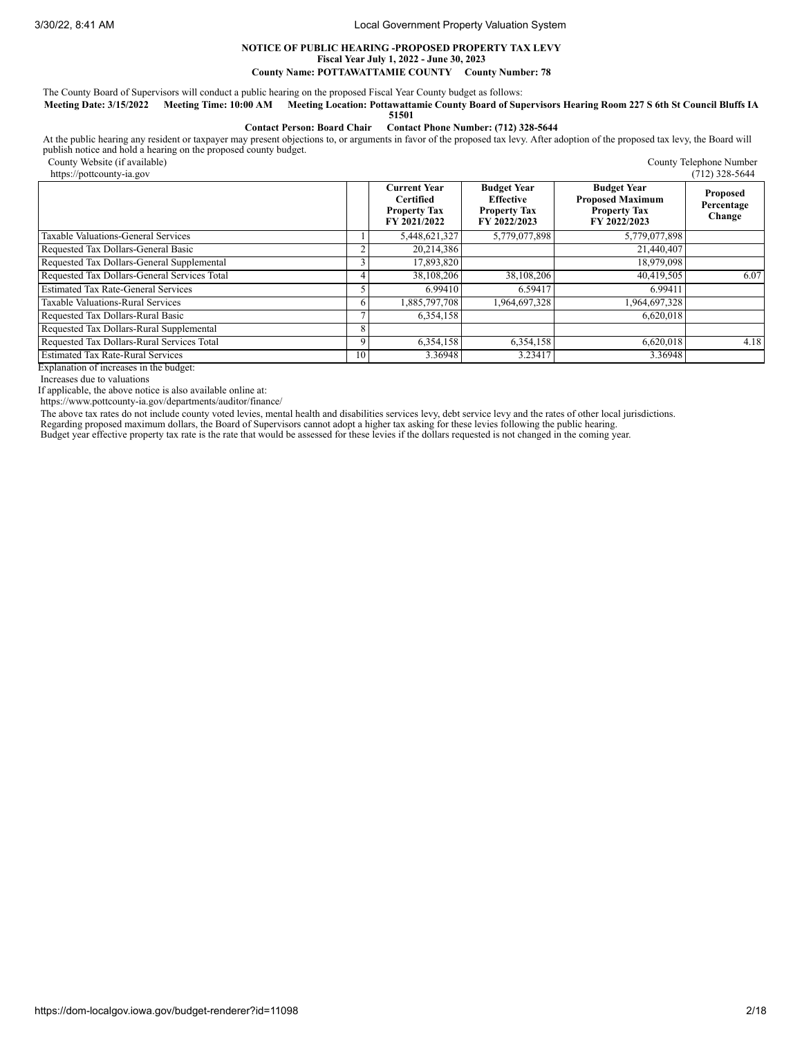**NOTICE OF PUBLIC HEARING -PROPOSED PROPERTY TAX LEVY**
**Fiscal Year July 1, 2022 - June 30, 2023**
**County Name: POTTAWATTAMIE COUNTY County Number: 78**

The County Board of Supervisors will conduct a public hearing on the proposed Fiscal Year County budget as follows:

**Meeting Date: 3/15/2022 Meeting Time: 10:00 AM Meeting Location: Pottawattamie County Board of Supervisors Hearing Room 227 S 6th St Council Bluffs IA 51501**

**Contact Person: Board Chair Contact Phone Number: (712) 328-5644**

At the public hearing any resident or taxpayer may present objections to, or arguments in favor of the proposed tax levy. After adoption of the proposed tax levy, the Board will publish notice and hold a hearing on the proposed county budget.

County Website (if available)
https://pottcounty-ia.gov

County Telephone Number
(712) 328-5644

| | | Current Year Certified Property Tax FY 2021/2022 | Budget Year Effective Property Tax FY 2022/2023 | Budget Year Proposed Maximum Property Tax FY 2022/2023 | Proposed Percentage Change |
|---|---|---|---|---|---|
| Taxable Valuations-General Services | 1 | 5,448,621,327 | 5,779,077,898 | 5,779,077,898 | |
| Requested Tax Dollars-General Basic | 2 | 20,214,386 | | 21,440,407 | |
| Requested Tax Dollars-General Supplemental | 3 | 17,893,820 | | 18,979,098 | |
| Requested Tax Dollars-General Services Total | 4 | 38,108,206 | 38,108,206 | 40,419,505 | 6.07 |
| Estimated Tax Rate-General Services | 5 | 6.99410 | 6.59417 | 6.99411 | |
| Taxable Valuations-Rural Services | 6 | 1,885,797,708 | 1,964,697,328 | 1,964,697,328 | |
| Requested Tax Dollars-Rural Basic | 7 | 6,354,158 | | 6,620,018 | |
| Requested Tax Dollars-Rural Supplemental | 8 | | | | |
| Requested Tax Dollars-Rural Services Total | 9 | 6,354,158 | 6,354,158 | 6,620,018 | 4.18 |
| Estimated Tax Rate-Rural Services | 10 | 3.36948 | 3.23417 | 3.36948 | |

Explanation of increases in the budget:

Increases due to valuations

If applicable, the above notice is also available online at:

https://www.pottcounty-ia.gov/departments/auditor/finance/

The above tax rates do not include county voted levies, mental health and disabilities services levy, debt service levy and the rates of other local jurisdictions.

Regarding proposed maximum dollars, the Board of Supervisors cannot adopt a higher tax asking for these levies following the public hearing.

Budget year effective property tax rate is the rate that would be assessed for these levies if the dollars requested is not changed in the coming year.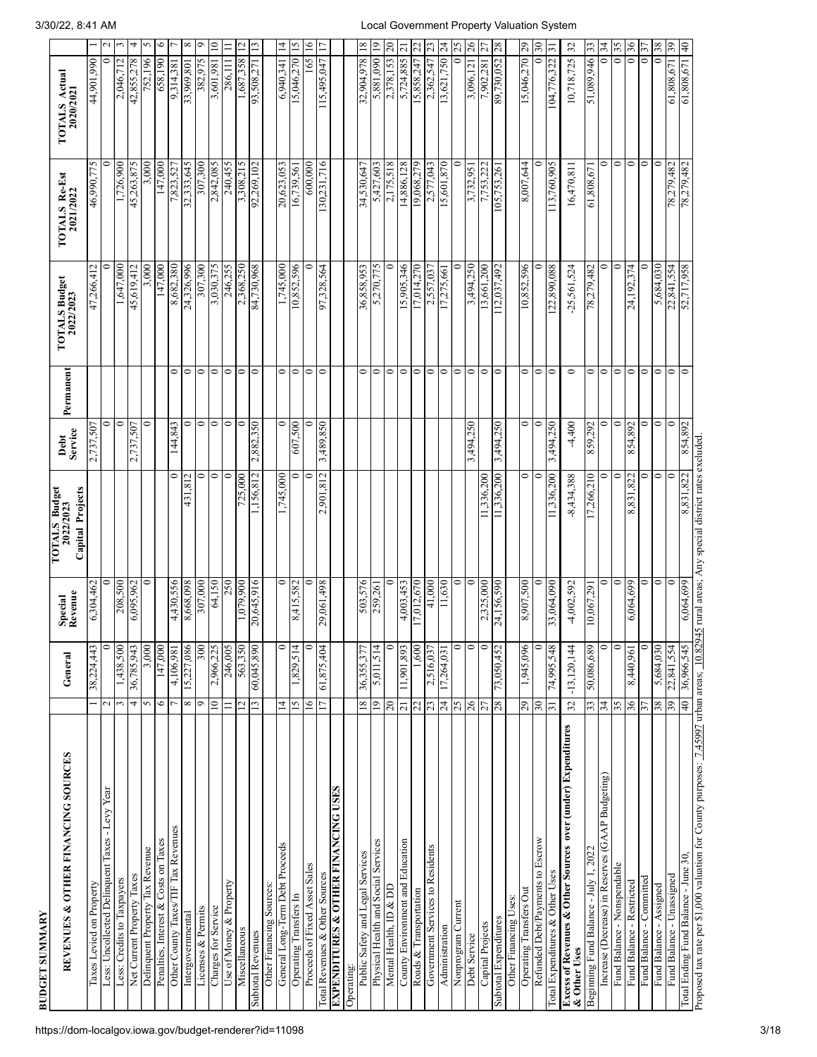## BUDGET SUMMARY

| REVENUES & OTHER FINANCING SOURCES | | General | Special Revenue | TOTALS Budget 2022/2023 Capital Projects | Debt Service | Permanent | TOTALS Budget 2022/2023 | TOTALS Re-Est 2021/2022 | TOTALS Actual 2020/2021 | |
|---|---|---|---|---|---|---|---|---|---|---|
| Taxes Levied on Property | 1 | 38,224,443 | 6,304,462 | | 2,737,507 | | 47,266,412 | 46,990,775 | 44,901,990 | 1 |
| Less: Uncollected Delinquent Taxes - Levy Year | 2 | 0 | 0 | | 0 | | 0 | 0 | 0 | 2 |
| Less: Credits to Taxpayers | 3 | 1,438,500 | 208,500 | | 0 | | 1,647,000 | 1,726,900 | 2,046,712 | 3 |
| Net Current Property Taxes | 4 | 36,785,943 | 6,095,962 | | 2,737,507 | | 45,619,412 | 45,263,875 | 42,855,278 | 4 |
| Delinquent Property Tax Revenue | 5 | 3,000 | 0 | | 0 | | 3,000 | 3,000 | 752,196 | 5 |
| Penalties, Interest & Costs on Taxes | 6 | 147,000 | | | | | 147,000 | 147,000 | 658,190 | 6 |
| Other County Taxes/TIF Tax Revenues | 7 | 4,106,981 | 4,430,556 | 0 | 144,843 | 0 | 8,682,380 | 7,823,527 | 9,314,381 | 7 |
| Intergovernmental | 8 | 15,227,086 | 8,668,098 | 431,812 | 0 | 0 | 24,326,996 | 32,333,645 | 33,969,801 | 8 |
| Licenses & Permits | 9 | 300 | 307,000 | 0 | 0 | 0 | 307,300 | 307,300 | 382,975 | 9 |
| Charges for Service | 10 | 2,966,225 | 64,150 | 0 | 0 | 0 | 3,030,375 | 2,842,085 | 3,601,981 | 10 |
| Use of Money & Property | 11 | 246,005 | 250 | 0 | 0 | 0 | 246,255 | 240,455 | 286,111 | 11 |
| Miscellaneous | 12 | 563,350 | 1,079,900 | 725,000 | 0 | 0 | 2,368,250 | 3,308,215 | 1,687,358 | 12 |
| Subtotal Revenues | 13 | 60,045,890 | 20,645,916 | 1,156,812 | 2,882,350 | 0 | 84,730,968 | 92,269,102 | 93,508,271 | 13 |
| Other Financing Sources: | | | | | | | | | | |
| General Long-Term Debt Proceeds | 14 | 0 | 0 | 1,745,000 | 0 | 0 | 1,745,000 | 20,623,053 | 6,940,341 | 14 |
| Operating Transfers In | 15 | 1,829,514 | 8,415,582 | 0 | 607,500 | 0 | 10,852,596 | 16,739,561 | 15,046,270 | 15 |
| Proceeds of Fixed Asset Sales | 16 | 0 | 0 | 0 | 0 | 0 | 0 | 600,000 | 165 | 16 |
| Total Revenues & Other Sources | 17 | 61,875,404 | 29,061,498 | 2,901,812 | 3,489,850 | 0 | 97,328,564 | 130,231,716 | 115,495,047 | 17 |
| **EXPENDITURES & OTHER FINANCING USES** | | | | | | | | | | |
| Operating: | | | | | | | | | | |
| Public Safety and Legal Services | 18 | 36,355,377 | 503,576 | | | 0 | 36,858,953 | 34,530,647 | 32,904,978 | 18 |
| Physical Health and Social Services | 19 | 5,011,514 | 259,261 | | | 0 | 5,270,775 | 5,427,603 | 5,881,090 | 19 |
| Mental Health, ID & DD | 20 | 0 | 0 | | | 0 | 0 | 2,175,518 | 2,378,153 | 20 |
| County Environment and Education | 21 | 11,901,893 | 4,003,453 | | | 0 | 15,905,346 | 14,886,128 | 5,724,885 | 21 |
| Roads & Transportation | 22 | 1,600 | 17,012,670 | | | 0 | 17,014,270 | 19,068,279 | 15,858,247 | 22 |
| Government Services to Residents | 23 | 2,516,037 | 41,000 | | | 0 | 2,557,037 | 2,577,043 | 2,362,547 | 23 |
| Administration | 24 | 17,264,031 | 11,630 | | | 0 | 17,275,661 | 15,601,870 | 13,621,750 | 24 |
| Nonprogram Current | 25 | 0 | 0 | | | 0 | 0 | 0 | 0 | 25 |
| Debt Service | 26 | 0 | 0 | | 3,494,250 | 0 | 3,494,250 | 3,732,951 | 3,096,121 | 26 |
| Capital Projects | 27 | 0 | 2,325,000 | 11,336,200 | | 0 | 13,661,200 | 7,753,222 | 7,902,281 | 27 |
| Subtotal Expenditures | 28 | 73,050,452 | 24,156,590 | 11,336,200 | 3,494,250 | 0 | 112,037,492 | 105,753,261 | 89,730,052 | 28 |
| Other Financing Uses: | | | | | | | | | | |
| Operating Transfers Out | 29 | 1,945,096 | 8,907,500 | 0 | 0 | 0 | 10,852,596 | 8,007,644 | 15,046,270 | 29 |
| Refunded Debt/Payments to Escrow | 30 | 0 | 0 | 0 | 0 | 0 | 0 | 0 | 0 | 30 |
| Total Expenditures & Other Uses | 31 | 74,995,548 | 33,064,090 | 11,336,200 | 3,494,250 | 0 | 122,890,088 | 113,760,905 | 104,776,322 | 31 |
| Excess of Revenues & Other Sources over (under) Expenditures & Other Uses | 32 | -13,120,144 | -4,002,592 | -8,434,388 | -4,400 | 0 | -25,561,524 | 16,470,811 | 10,718,725 | 32 |
| Beginning Fund Balance - July 1, 2022 | 33 | 50,086,689 | 10,067,291 | 17,266,210 | 859,292 | 0 | 78,279,482 | 61,808,671 | 51,089,946 | 33 |
| Increase (Decrease) in Reserves (GAAP Budgeting) | 34 | 0 | 0 | 0 | 0 | 0 | 0 | 0 | 0 | 34 |
| Fund Balance - Nonspendable | 35 | 0 | 0 | 0 | 0 | 0 | 0 | 0 | 0 | 35 |
| Fund Balance - Restricted | 36 | 8,440,961 | 6,064,699 | 8,831,822 | 854,892 | 0 | 24,192,374 | 0 | 0 | 36 |
| Fund Balance - Committed | 37 | 0 | 0 | 0 | 0 | 0 | 0 | 0 | 0 | 37 |
| Fund Balance - Assigned | 38 | 5,684,030 | 0 | 0 | 0 | 0 | 5,684,030 | 0 | 0 | 38 |
| Fund Balance - Unassigned | 39 | 22,841,554 | 0 | 0 | 0 | 0 | 22,841,554 | 78,279,482 | 61,808,671 | 39 |
| Total Ending Fund Balance - June 30, | 40 | 36,966,545 | 6,064,699 | 8,831,822 | 854,892 | 0 | 52,717,958 | 78,279,482 | 61,808,671 | 40 |

Proposed tax rate per $1,000 valuation for County purposes: 7.45997 urban areas; 10.82945 rural areas; Any special district rates excluded.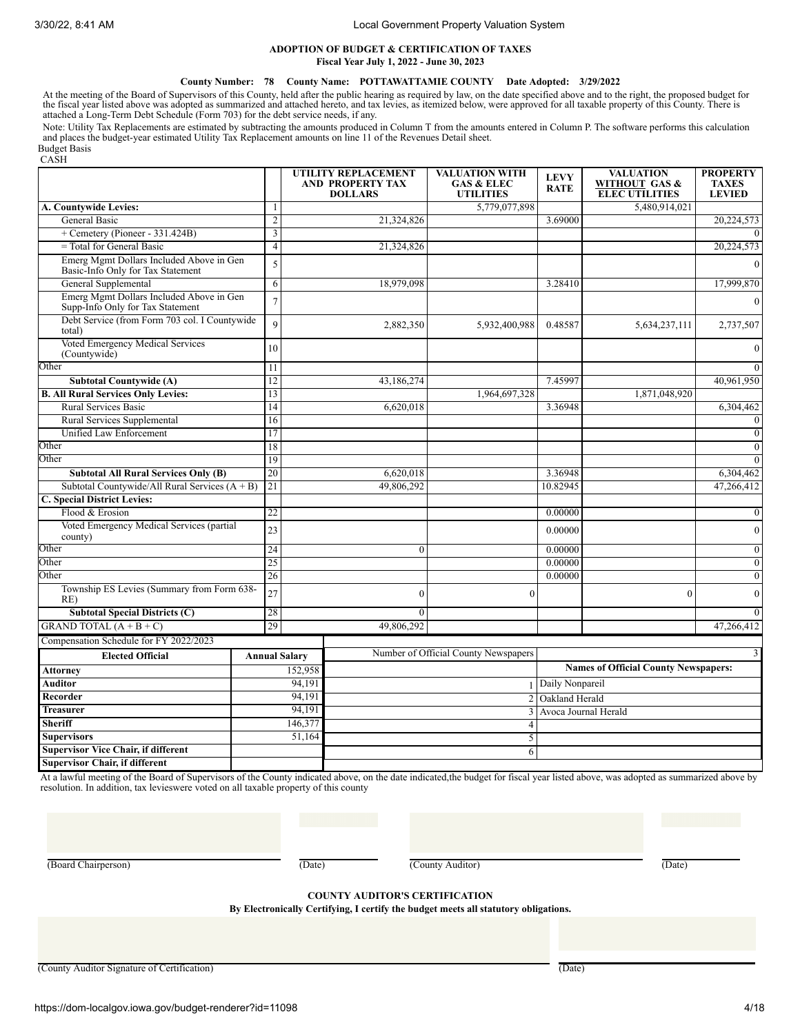**ADOPTION OF BUDGET & CERTIFICATION OF TAXES**
**Fiscal Year July 1, 2022 - June 30, 2023**

**County Number: 78 County Name: POTTAWATTAMIE COUNTY Date Adopted: 3/29/2022**

At the meeting of the Board of Supervisors of this County, held after the public hearing as required by law, on the date specified above and to the right, the proposed budget for the fiscal year listed above was adopted as summarized and attached hereto, and tax levies, as itemized below, were approved for all taxable property of this County. There is attached a Long-Term Debt Schedule (Form 703) for the debt service needs, if any.

Note: Utility Tax Replacements are estimated by subtracting the amounts produced in Column T from the amounts entered in Column P. The software performs this calculation and places the budget-year estimated Utility Tax Replacement amounts on line 11 of the Revenues Detail sheet.

Budget Basis
CASH

| | | UTILITY REPLACEMENT AND PROPERTY TAX DOLLARS | VALUATION WITH GAS & ELEC UTILITIES | LEVY RATE | VALUATION WITHOUT GAS & ELEC UTILITIES | PROPERTY TAXES LEVIED |
|---|---|---|---|---|---|---|
| **A. Countywide Levies:** | 1 | | 5,779,077,898 | | 5,480,914,021 | |
| General Basic | 2 | 21,324,826 | | 3.69000 | | 20,224,573 |
| + Cemetery (Pioneer - 331.424B) | 3 | | | | | 0 |
| = Total for General Basic | 4 | 21,324,826 | | | | 20,224,573 |
| Emerg Mgmt Dollars Included Above in Gen Basic-Info Only for Tax Statement | 5 | | | | | 0 |
| General Supplemental | 6 | 18,979,098 | | 3.28410 | | 17,999,870 |
| Emerg Mgmt Dollars Included Above in Gen Supp-Info Only for Tax Statement | 7 | | | | | 0 |
| Debt Service (from Form 703 col. I Countywide total) | 9 | 2,882,350 | 5,932,400,988 | 0.48587 | 5,634,237,111 | 2,737,507 |
| Voted Emergency Medical Services (Countywide) | 10 | | | | | 0 |
| Other | 11 | | | | | 0 |
| **Subtotal Countywide (A)** | 12 | 43,186,274 | | 7.45997 | | 40,961,950 |
| **B. All Rural Services Only Levies:** | 13 | | 1,964,697,328 | | 1,871,048,920 | |
| Rural Services Basic | 14 | 6,620,018 | | 3.36948 | | 6,304,462 |
| Rural Services Supplemental | 16 | | | | | 0 |
| Unified Law Enforcement | 17 | | | | | 0 |
| Other | 18 | | | | | 0 |
| Other | 19 | | | | | 0 |
| **Subtotal All Rural Services Only (B)** | 20 | 6,620,018 | | 3.36948 | | 6,304,462 |
| Subtotal Countywide/All Rural Services (A + B) | 21 | 49,806,292 | | 10.82945 | | 47,266,412 |
| **C. Special District Levies:** | | | | | | |
| Flood & Erosion | 22 | | | 0.00000 | | 0 |
| Voted Emergency Medical Services (partial county) | 23 | | | 0.00000 | | 0 |
| Other | 24 | 0 | | 0.00000 | | 0 |
| Other | 25 | | | 0.00000 | | 0 |
| Other | 26 | | | 0.00000 | | 0 |
| Township ES Levies (Summary from Form 638-RE) | 27 | 0 | 0 | | 0 | 0 |
| **Subtotal Special Districts (C)** | 28 | 0 | | | | 0 |
| GRAND TOTAL (A + B + C) | 29 | 49,806,292 | | | | 47,266,412 |

Compensation Schedule for FY 2022/2023

| Elected Official | Annual Salary |
|---|---|
| **Attorney** | 152,958 |
| **Auditor** | 94,191 |
| **Recorder** | 94,191 |
| **Treasurer** | 94,191 |
| **Sheriff** | 146,377 |
| **Supervisors** | 51,164 |
| **Supervisor Vice Chair, if different** | |
| **Supervisor Chair, if different** | |

| Number of Official County Newspapers | 3 |
|---|---|
| | **Names of Official County Newspapers:** |
| 1 | Daily Nonpareil |
| 2 | Oakland Herald |
| 3 | Avoca Journal Herald |
| 4 | |
| 5 | |
| 6 | |

At a lawful meeting of the Board of Supervisors of the County indicated above, on the date indicated,the budget for fiscal year listed above, was adopted as summarized above by resolution. In addition, tax levieswere voted on all taxable property of this county

(Board Chairperson) (Date) (County Auditor) (Date)

**COUNTY AUDITOR'S CERTIFICATION**
**By Electronically Certifying, I certify the budget meets all statutory obligations.**

(County Auditor Signature of Certification) (Date)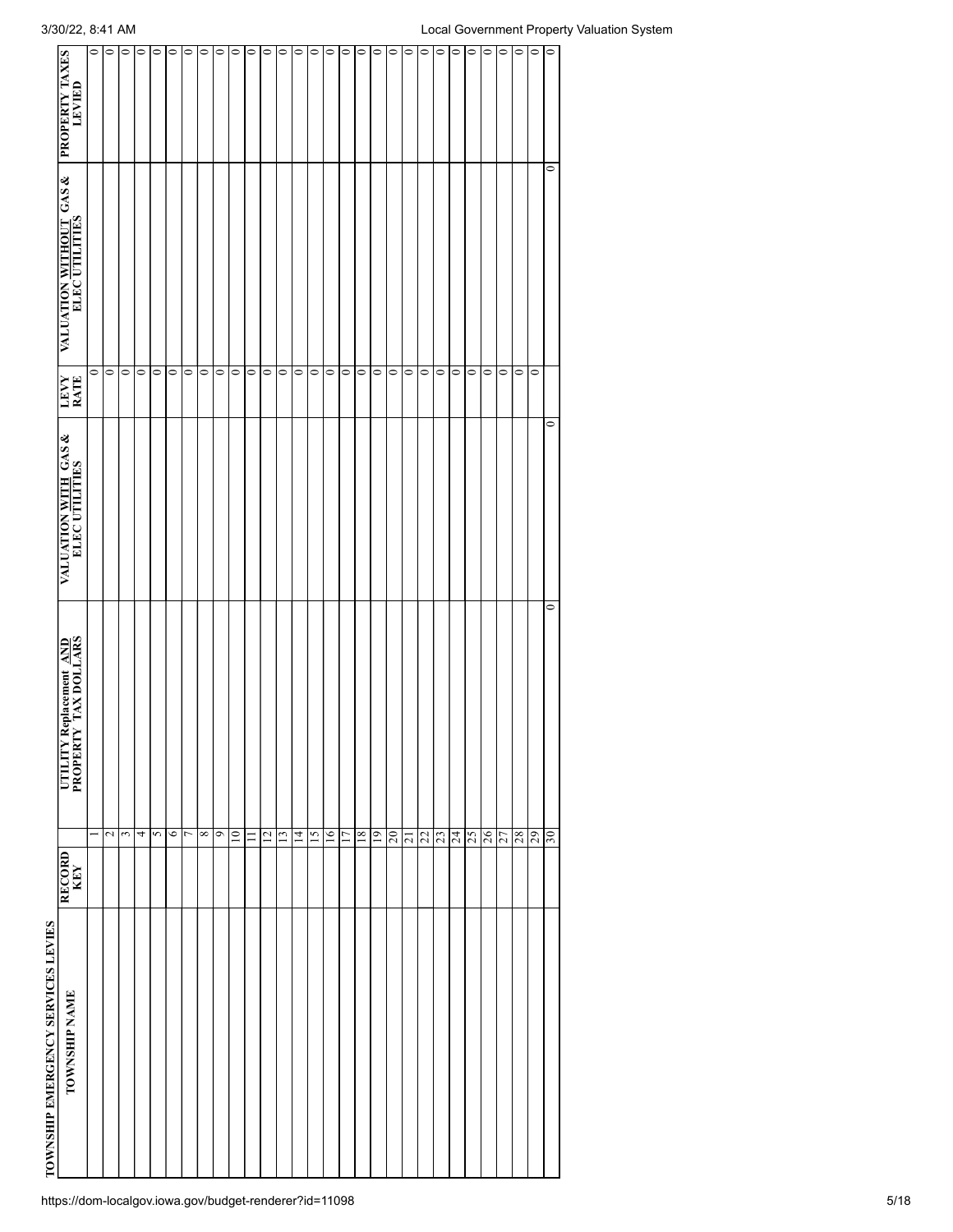## TOWNSHIP EMERGENCY SERVICES LEVIES

| TOWNSHIP NAME | RECORD KEY | | UTILITY Replacement AND PROPERTY TAX DOLLARS | VALUATION WITH GAS & ELEC UTILITIES | LEVY RATE | VALUATION WITHOUT GAS & ELEC UTILITIES | PROPERTY TAXES LEVIED |
|---|---|---|---|---|---|---|---|
| | | 1 | | | 0 | | 0 |
| | | 2 | | | 0 | | 0 |
| | | 3 | | | 0 | | 0 |
| | | 4 | | | 0 | | 0 |
| | | 5 | | | 0 | | 0 |
| | | 6 | | | 0 | | 0 |
| | | 7 | | | 0 | | 0 |
| | | 8 | | | 0 | | 0 |
| | | 9 | | | 0 | | 0 |
| | | 10 | | | 0 | | 0 |
| | | 11 | | | 0 | | 0 |
| | | 12 | | | 0 | | 0 |
| | | 13 | | | 0 | | 0 |
| | | 14 | | | 0 | | 0 |
| | | 15 | | | 0 | | 0 |
| | | 16 | | | 0 | | 0 |
| | | 17 | | | 0 | | 0 |
| | | 18 | | | 0 | | 0 |
| | | 19 | | | 0 | | 0 |
| | | 20 | | | 0 | | 0 |
| | | 21 | | | 0 | | 0 |
| | | 22 | | | 0 | | 0 |
| | | 23 | | | 0 | | 0 |
| | | 24 | | | 0 | | 0 |
| | | 25 | | | 0 | | 0 |
| | | 26 | | | 0 | | 0 |
| | | 27 | | | 0 | | 0 |
| | | 28 | | | 0 | | 0 |
| | | 29 | | | 0 | | 0 |
| | | 30 | 0 | 0 | | 0 | 0 |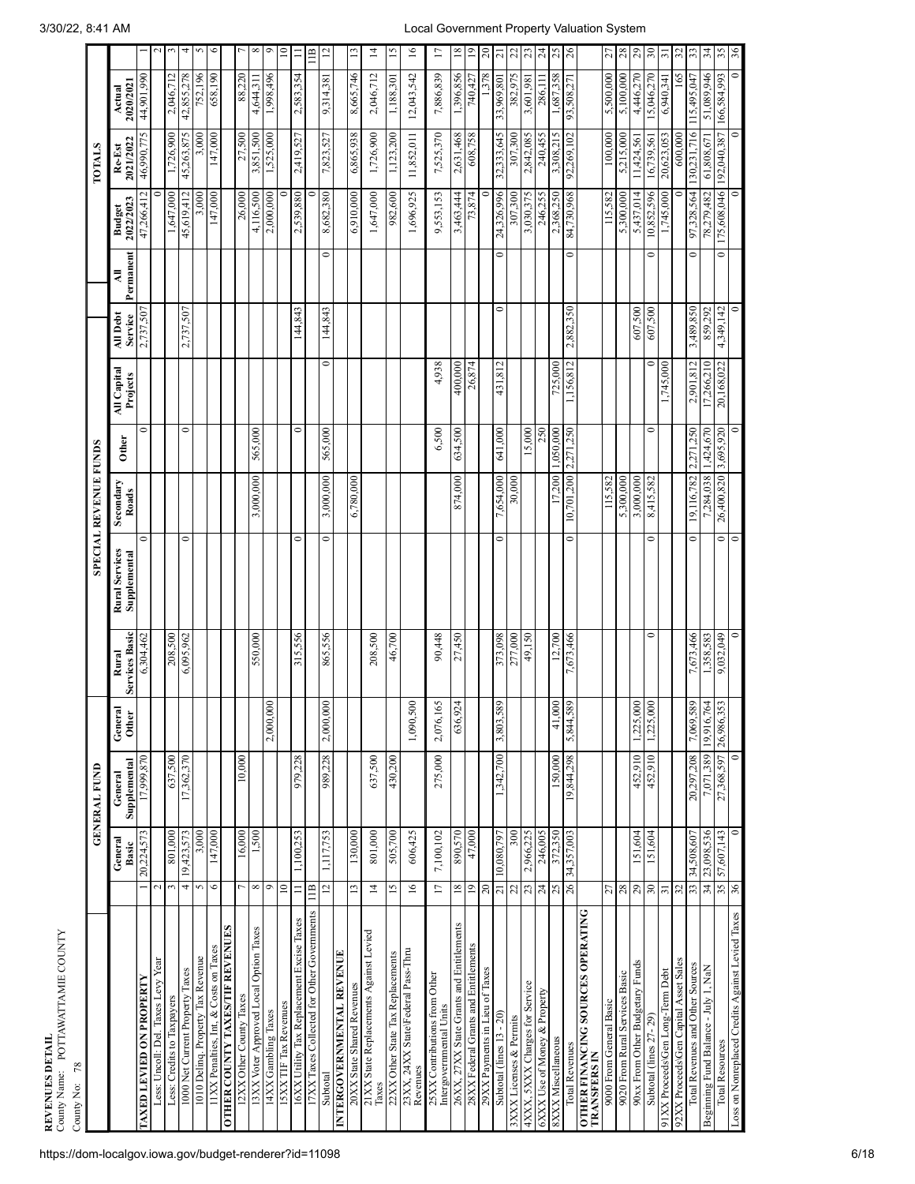**REVENUES DETAIL**
County Name: POTTAWATTAMIE COUNTY
County No: 78

| | | GENERAL FUND | | | | SPECIAL REVENUE FUNDS | | | | | | TOTALS | | | |
|---|---|---|---|---|---|---|---|---|---|---|---|---|---|---|---|
| | | General Basic | General Supplemental | General Other | Rural Services Basic | Rural Services Supplemental | Secondary Roads | Other | All Capital Projects | All Debt Service | All Permanent | Budget 2022/2023 | Re-Est 2021/2022 | Actual 2020/2021 | |
| **TAXES LEVIED ON PROPERTY** | 1 | 20,224,573 | 17,999,870 | | 6,304,462 | 0 | | 0 | | 2,737,507 | | 47,266,412 | 46,990,775 | 44,901,990 | 1 |
| Less: Uncoll. Del. Taxes Levy Year | 2 | | | | | | | | | | | 0 | | | 2 |
| Less: Credits to Taxpayers | 3 | 801,000 | 637,500 | | 208,500 | | | | | | | 1,647,000 | 1,726,900 | 2,046,712 | 3 |
| 1000 Net Current Property Taxes | 4 | 19,423,573 | 17,362,370 | | 6,095,962 | 0 | | 0 | | 2,737,507 | | 45,619,412 | 45,263,875 | 42,855,278 | 4 |
| 1010 Delinq. Property Tax Revenue | 5 | 3,000 | | | | | | | | | | 3,000 | 3,000 | 752,196 | 5 |
| 11XX Penalties, Int, & Costs on Taxes | 6 | 147,000 | | | | | | | | | | 147,000 | 147,000 | 658,190 | 6 |
| **OTHER COUNTY TAXES/TIF REVENUES** | | | | | | | | | | | | | | | |
| 12XX Other County Taxes | 7 | 16,000 | 10,000 | | | | | | | | | 26,000 | 27,500 | 88,220 | 7 |
| 13XX Voter Approved Local Option Taxes | 8 | 1,500 | | | 550,000 | | 3,000,000 | 565,000 | | | | 4,116,500 | 3,851,500 | 4,644,311 | 8 |
| 14XX Gambling Taxes | 9 | | | 2,000,000 | | | | | | | | 2,000,000 | 1,525,000 | 1,998,496 | 9 |
| 15XX TIF Tax Revenues | 10 | | | | | | | | | | | 0 | | | 10 |
| 16XX Utility Tax Replacement Excise Taxes | 11 | 1,100,253 | 979,228 | | 315,556 | 0 | | 0 | | 144,843 | | 2,539,880 | 2,419,527 | 2,583,354 | 11 |
| 17XX Taxes Collected for Other Governments | 11B | | | | | | | | | | | 0 | | | 11B |
| Subtotal | 12 | 1,117,753 | 989,228 | 2,000,000 | 865,556 | 0 | 3,000,000 | 565,000 | 0 | 144,843 | 0 | 8,682,380 | 7,823,527 | 9,314,381 | 12 |
| **INTERGOVERNMENTAL REVENUE** | | | | | | | | | | | | | | | |
| 20XX State Shared Revenues | 13 | 130,000 | | | | | 6,780,000 | | | | | 6,910,000 | 6,865,938 | 8,665,746 | 13 |
| 21XX State Replacements Against Levied Taxes | 14 | 801,000 | 637,500 | | 208,500 | | | | | | | 1,647,000 | 1,726,900 | 2,046,712 | 14 |
| 22XX Other State Tax Replacements | 15 | 505,700 | 430,200 | | 46,700 | | | | | | | 982,600 | 1,123,200 | 1,188,301 | 15 |
| 23XX, 24XX State/Federal Pass-Thru Revenues | 16 | 606,425 | | 1,090,500 | | | | | | | | 1,696,925 | 11,852,011 | 12,043,542 | 16 |
| 25XX Contributions from Other Intergovernmental Units | 17 | 7,100,102 | 275,000 | 2,076,165 | 90,448 | | | 6,500 | 4,938 | | | 9,553,153 | 7,525,370 | 7,886,839 | 17 |
| 26XX, 27XX State Grants and Entitlements | 18 | 890,570 | | 636,924 | 27,450 | | 874,000 | 634,500 | 400,000 | | | 3,463,444 | 2,631,468 | 1,396,856 | 18 |
| 28XX Federal Grants and Entitlements | 19 | 47,000 | | | | | | | 26,874 | | | 73,874 | 608,758 | 740,427 | 19 |
| 29XX Payments in Lieu of Taxes | 20 | | | | | | | | | | | 0 | | 1,378 | 20 |
| Subtotal (lines 13 - 20) | 21 | 10,080,797 | 1,342,700 | 3,803,589 | 373,098 | 0 | 7,654,000 | 641,000 | 431,812 | 0 | 0 | 24,326,996 | 32,333,645 | 33,969,801 | 21 |
| 3XXX Licenses & Permits | 22 | 300 | | | 277,000 | | 30,000 | | | | | 307,300 | 307,300 | 382,975 | 22 |
| 4XXX, 5XXX Charges for Service | 23 | 2,966,225 | | | 49,150 | | | 15,000 | | | | 3,030,375 | 2,842,085 | 3,601,981 | 23 |
| 6XXX Use of Money & Property | 24 | 246,005 | | | | | | 250 | | | | 246,255 | 240,455 | 286,111 | 24 |
| 8XXX Miscellaneous | 25 | 372,350 | 150,000 | 41,000 | 12,700 | | 17,200 | 1,050,000 | 725,000 | | | 2,368,250 | 3,308,215 | 1,687,358 | 25 |
| Total Revenues | 26 | 34,357,003 | 19,844,298 | 5,844,589 | 7,673,466 | 0 | 10,701,200 | 2,271,250 | 1,156,812 | 2,882,350 | 0 | 84,730,968 | 92,269,102 | 93,508,271 | 26 |
| **OTHER FINANCING SOURCES OPERATING TRANSFERS IN** | | | | | | | | | | | | | | | |
| 9000 From General Basic | 27 | | | | | | 115,582 | | | | | 115,582 | 100,000 | 5,500,000 | 27 |
| 9020 From Rural Services Basic | 28 | | | | | | 5,300,000 | | | | | 5,300,000 | 5,215,000 | 5,100,000 | 28 |
| 90xx From Other Budgetary Funds | 29 | 151,604 | 452,910 | 1,225,000 | | | 3,000,000 | | | 607,500 | | 5,437,014 | 11,424,561 | 4,446,270 | 29 |
| Subtotal (lines 27 - 29) | 30 | 151,604 | 452,910 | 1,225,000 | 0 | 0 | 8,415,582 | 0 | 0 | 607,500 | 0 | 10,852,596 | 16,739,561 | 15,046,270 | 30 |
| 91XX Proceeds/Gen Long-Term Debt | 31 | | | | | | | | 1,745,000 | | | 1,745,000 | 20,623,053 | 6,940,341 | 31 |
| 92XX Proceeds/Gen Capital Asset Sales | 32 | | | | | | | | | | | 0 | 600,000 | 165 | 32 |
| Total Revenues and Other Sources | 33 | 34,508,607 | 20,297,208 | 7,069,589 | 7,673,466 | 0 | 19,116,782 | 2,271,250 | 2,901,812 | 3,489,850 | 0 | 97,328,564 | 130,231,716 | 115,495,047 | 33 |
| Beginning Fund Balance - July 1, NaN | 34 | 23,098,536 | 7,071,389 | 19,916,764 | 1,358,583 | | 7,284,038 | 1,424,670 | 17,266,210 | 859,292 | | 78,279,482 | 61,808,671 | 51,089,946 | 34 |
| Total Resources | 35 | 57,607,143 | 27,368,597 | 26,986,353 | 9,032,049 | 0 | 26,400,820 | 3,695,920 | 20,168,022 | 4,349,142 | 0 | 175,608,046 | 192,040,387 | 166,584,993 | 35 |
| Loss on Nonreplaced Credits Against Levied Taxes | 36 | 0 | 0 | | 0 | 0 | | 0 | | 0 | | 0 | 0 | 0 | 36 |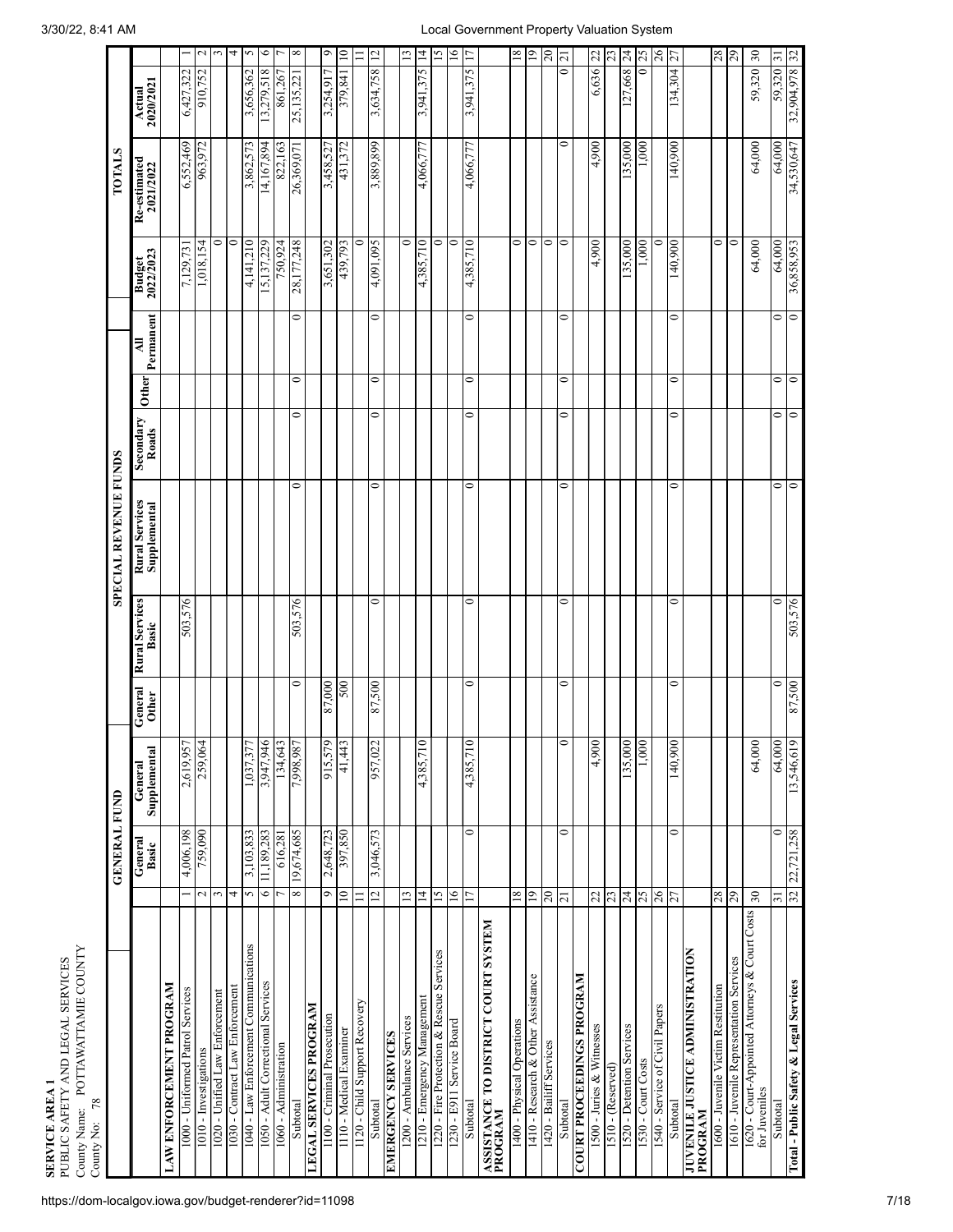**SERVICE AREA 1**
PUBLIC SAFETY AND LEGAL SERVICES
County Name: POTTAWATTAMIE COUNTY
County No: 78

| | | GENERAL FUND | | | SPECIAL REVENUE FUNDS | | | | | | TOTALS | | | |
|---|---|---|---|---|---|---|---|---|---|---|---|---|---|---|
| | | General Basic | General Supplemental | General Other | Rural Services Basic | Rural Services Supplemental | Secondary Roads | Other | All Permanent | Budget 2022/2023 | Re-estimated 2021/2022 | Actual 2020/2021 | |
| **LAW ENFORCEMENT PROGRAM** | | | | | | | | | | | | | |
| 1000 - Uniformed Patrol Services | 1 | 4,006,198 | 2,619,957 | | 503,576 | | | | | 7,129,731 | 6,552,469 | 6,427,322 | 1 |
| 1010 - Investigations | 2 | 759,090 | 259,064 | | | | | | | 1,018,154 | 963,972 | 910,752 | 2 |
| 1020 - Unified Law Enforcement | 3 | | | | | | | | | 0 | | | 3 |
| 1030 - Contract Law Enforcement | 4 | | | | | | | | | 0 | | | 4 |
| 1040 - Law Enforcement Communications | 5 | 3,103,833 | 1,037,377 | | | | | | | 4,141,210 | 3,862,573 | 3,656,362 | 5 |
| 1050 - Adult Correctional Services | 6 | 11,189,283 | 3,947,946 | | | | | | | 15,137,229 | 14,167,894 | 13,279,518 | 6 |
| 1060 - Administration | 7 | 616,281 | 134,643 | | | | | | | 750,924 | 822,163 | 861,267 | 7 |
| Subtotal | 8 | 19,674,685 | 7,998,987 | 0 | 503,576 | 0 | 0 | 0 | 0 | 28,177,248 | 26,369,071 | 25,135,221 | 8 |
| **LEGAL SERVICES PROGRAM** | | | | | | | | | | | | | |
| 1100 - Criminal Prosecution | 9 | 2,648,723 | 915,579 | 87,000 | | | | | | 3,651,302 | 3,458,527 | 3,254,917 | 9 |
| 1110 - Medical Examiner | 10 | 397,850 | 41,443 | 500 | | | | | | 439,793 | 431,372 | 379,841 | 10 |
| 1120 - Child Support Recovery | 11 | | | | | | | | | 0 | | | 11 |
| Subtotal | 12 | 3,046,573 | 957,022 | 87,500 | 0 | 0 | 0 | 0 | 0 | 4,091,095 | 3,889,899 | 3,634,758 | 12 |
| **EMERGENCY SERVICES** | | | | | | | | | | | | | |
| 1200 - Ambulance Services | 13 | | | | | | | | | 0 | | | 13 |
| 1210 - Emergency Management | 14 | | 4,385,710 | | | | | | | 4,385,710 | 4,066,777 | 3,941,375 | 14 |
| 1220 - Fire Protection & Rescue Services | 15 | | | | | | | | | 0 | | | 15 |
| 1230 - E911 Service Board | 16 | | | | | | | | | 0 | | | 16 |
| Subtotal | 17 | 0 | 4,385,710 | 0 | 0 | 0 | 0 | 0 | 0 | 4,385,710 | 4,066,777 | 3,941,375 | 17 |
| **ASSISTANCE TO DISTRICT COURT SYSTEM PROGRAM** | | | | | | | | | | | | | |
| 1400 - Physical Operations | 18 | | | | | | | | | 0 | | | 18 |
| 1410 - Research & Other Assistance | 19 | | | | | | | | | 0 | | | 19 |
| 1420 - Bailiff Services | 20 | | | | | | | | | 0 | | | 20 |
| Subtotal | 21 | 0 | 0 | 0 | 0 | 0 | 0 | 0 | 0 | 0 | 0 | 0 | 21 |
| **COURT PROCEEDINGS PROGRAM** | | | | | | | | | | | | | |
| 1500 - Juries & Witnesses | 22 | | 4,900 | | | | | | | 4,900 | 4,900 | 6,636 | 22 |
| 1510 - (Reserved) | 23 | | | | | | | | | | | | 23 |
| 1520 - Detention Services | 24 | | 135,000 | | | | | | | 135,000 | 135,000 | 127,668 | 24 |
| 1530 - Court Costs | 25 | | 1,000 | | | | | | | 1,000 | 1,000 | 0 | 25 |
| 1540 - Service of Civil Papers | 26 | | | | | | | | | 0 | | | 26 |
| Subtotal | 27 | 0 | 140,900 | 0 | 0 | 0 | 0 | 0 | 0 | 140,900 | 140,900 | 134,304 | 27 |
| **JUVENILE JUSTICE ADMINISTRATION PROGRAM** | | | | | | | | | | | | | |
| 1600 - Juvenile Victim Restitution | 28 | | | | | | | | | 0 | | | 28 |
| 1610 - Juvenile Representation Services | 29 | | | | | | | | | 0 | | | 29 |
| 1620 - Court-Appointed Attorneys & Court Costs for Juveniles | 30 | | 64,000 | | | | | | | 64,000 | 64,000 | 59,320 | 30 |
| Subtotal | 31 | 0 | 64,000 | 0 | 0 | 0 | 0 | 0 | 0 | 64,000 | 64,000 | 59,320 | 31 |
| **Total - Public Safety & Legal Services** | 32 | 22,721,258 | 13,546,619 | 87,500 | 503,576 | 0 | 0 | 0 | 0 | 36,858,953 | 34,530,647 | 32,904,978 | 32 |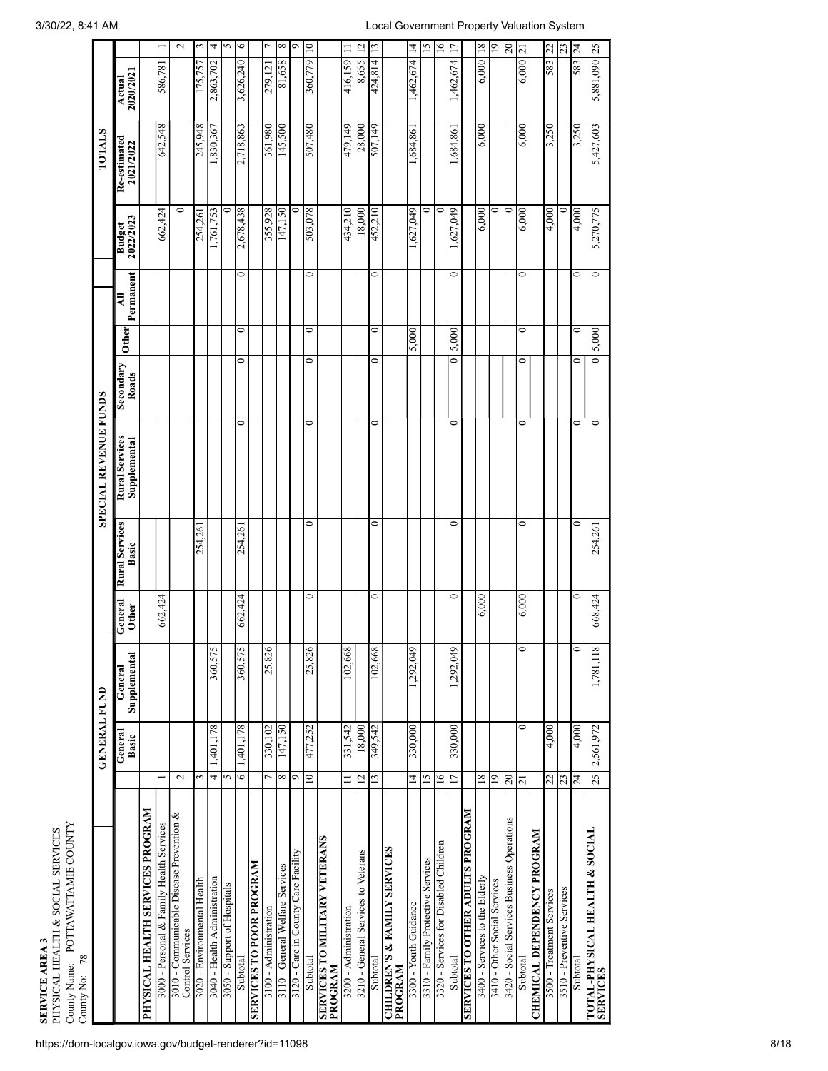**SERVICE AREA 3**
PHYSICAL HEALTH & SOCIAL SERVICES
County Name: POTTAWATTAMIE COUNTY
County No: 78

| | | GENERAL FUND | | | SPECIAL REVENUE FUNDS | | | | | | TOTALS | | | |
|---|---|---|---|---|---|---|---|---|---|---|---|---|---|---|
| | | General Basic | General Supplemental | General Other | Rural Services Basic | Rural Services Supplemental | Secondary Roads | Other | All Permanent | Budget 2022/2023 | Re-estimated 2021/2022 | Actual 2020/2021 | |
| **PHYSICAL HEALTH SERVICES PROGRAM** | | | | | | | | | | | | | |
| 3000 - Personal & Family Health Services | 1 | | | 662,424 | | | | | | 662,424 | 642,548 | 586,781 | 1 |
| 3010 - Communicable Disease Prevention & Control Services | 2 | | | | | | | | | 0 | | | 2 |
| 3020 - Environmental Health | 3 | | | | 254,261 | | | | | 254,261 | 245,948 | 175,757 | 3 |
| 3040 - Health Administration | 4 | 1,401,178 | 360,575 | | | | | | | 1,761,753 | 1,830,367 | 2,863,702 | 4 |
| 3050 - Support of Hospitals | 5 | | | | | | | | | 0 | | | 5 |
| Subtotal | 6 | 1,401,178 | 360,575 | 662,424 | 254,261 | 0 | 0 | 0 | 0 | 2,678,438 | 2,718,863 | 3,626,240 | 6 |
| **SERVICES TO POOR PROGRAM** | | | | | | | | | | | | | |
| 3100 - Administration | 7 | 330,102 | 25,826 | | | | | | | 355,928 | 361,980 | 279,121 | 7 |
| 3110 - General Welfare Services | 8 | 147,150 | | | | | | | | 147,150 | 145,500 | 81,658 | 8 |
| 3120 - Care in County Care Facility | 9 | | | | | | | | | 0 | | | 9 |
| Subtotal | 10 | 477,252 | 25,826 | 0 | 0 | 0 | 0 | 0 | 0 | 503,078 | 507,480 | 360,779 | 10 |
| **SERVICES TO MILITARY VETERANS PROGRAM** | | | | | | | | | | | | | |
| 3200 - Administration | 11 | 331,542 | 102,668 | | | | | | | 434,210 | 479,149 | 416,159 | 11 |
| 3210 - General Services to Veterans | 12 | 18,000 | | | | | | | | 18,000 | 28,000 | 8,655 | 12 |
| Subtotal | 13 | 349,542 | 102,668 | 0 | 0 | 0 | 0 | 0 | 0 | 452,210 | 507,149 | 424,814 | 13 |
| **CHILDREN'S & FAMILY SERVICES PROGRAM** | | | | | | | | | | | | | |
| 3300 - Youth Guidance | 14 | 330,000 | 1,292,049 | | | | | 5,000 | | 1,627,049 | 1,684,861 | 1,462,674 | 14 |
| 3310 - Family Protective Services | 15 | | | | | | | | | 0 | | | 15 |
| 3320 - Services for Disabled Children | 16 | | | | | | | | | 0 | | | 16 |
| Subtotal | 17 | 330,000 | 1,292,049 | 0 | 0 | 0 | 0 | 5,000 | 0 | 1,627,049 | 1,684,861 | 1,462,674 | 17 |
| **SERVICES TO OTHER ADULTS PROGRAM** | | | | | | | | | | | | | |
| 3400 - Services to the Elderly | 18 | | | 6,000 | | | | | | 6,000 | 6,000 | 6,000 | 18 |
| 3410 - Other Social Services | 19 | | | | | | | | | 0 | | | 19 |
| 3420 - Social Services Business Operations | 20 | | | | | | | | | 0 | | | 20 |
| Subtotal | 21 | 0 | 0 | 6,000 | 0 | 0 | 0 | 0 | 0 | 6,000 | 6,000 | 6,000 | 21 |
| **CHEMICAL DEPENDENCY PROGRAM** | | | | | | | | | | | | | |
| 3500 - Treatment Services | 22 | 4,000 | | | | | | | | 4,000 | 3,250 | 583 | 22 |
| 3510 - Preventive Services | 23 | | | | | | | | | 0 | | | 23 |
| Subtotal | 24 | 4,000 | 0 | 0 | 0 | 0 | 0 | 0 | 0 | 4,000 | 3,250 | 583 | 24 |
| **TOTAL-PHYSICAL HEALTH & SOCIAL SERVICES** | 25 | 2,561,972 | 1,781,118 | 668,424 | 254,261 | 0 | 0 | 5,000 | 0 | 5,270,775 | 5,427,603 | 5,881,090 | 25 |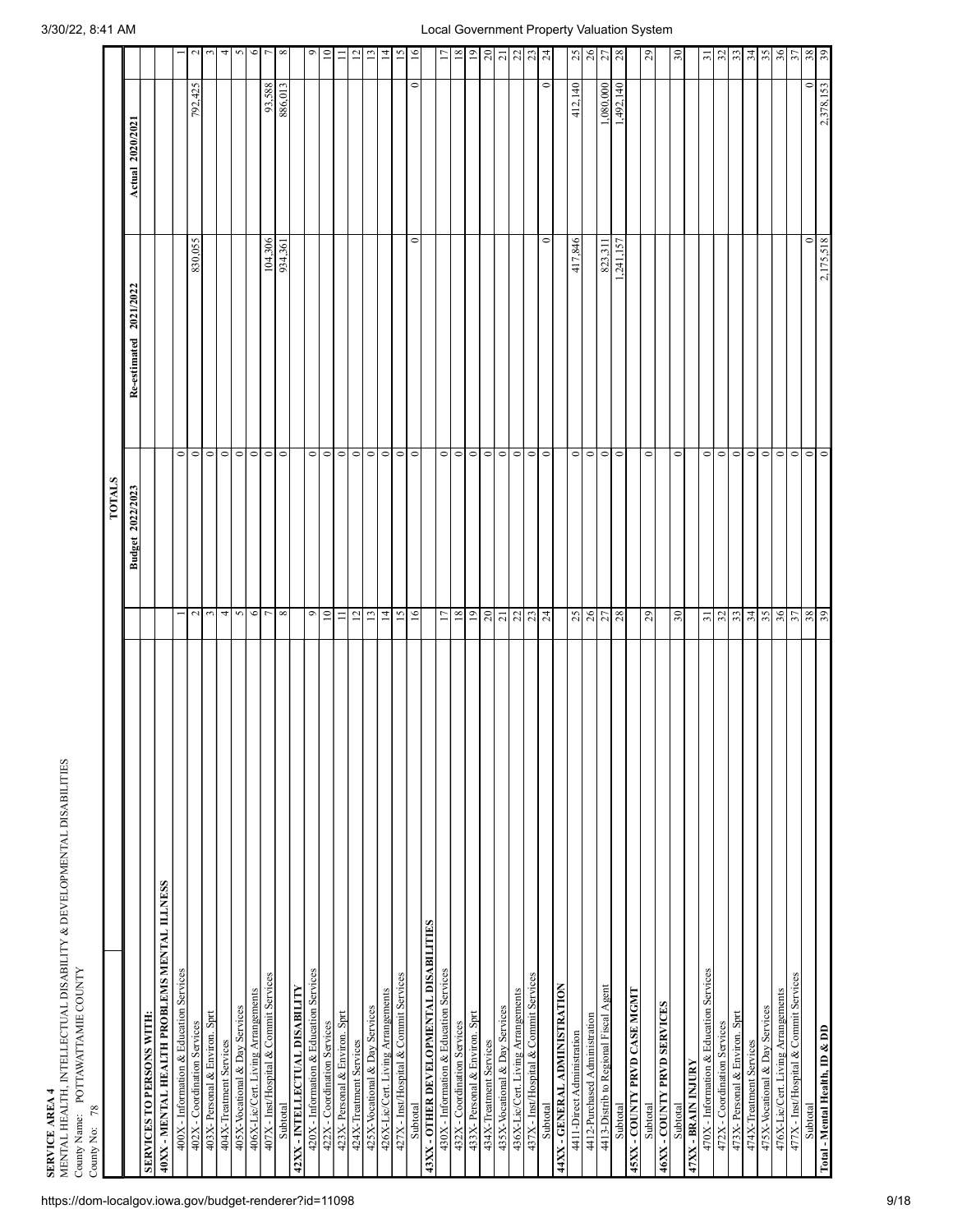**SERVICE AREA 4**
MENTAL HEALTH, INTELLECTUAL DISABILITY & DEVELOPMENTAL DISABILITIES
County Name: POTTAWATTAMIE COUNTY
County No: 78

| | | TOTALS | | | |
|---|---|---|---|---|---|
| | | Budget 2022/2023 | Re-estimated 2021/2022 | Actual 2020/2021 | |
| **SERVICES TO PERSONS WITH:** | | | | | |
| **40XX - MENTAL HEALTH PROBLEMS MENTAL ILLNESS** | | | | | |
| 400X - Information & Education Services | 1 | 0 | | | 1 |
| 402X - Coordination Services | 2 | 0 | 830,055 | 792,425 | 2 |
| 403X- Personal & Environ. Sprt | 3 | 0 | | | 3 |
| 404X-Treatment Services | 4 | 0 | | | 4 |
| 405X-Vocational & Day Services | 5 | 0 | | | 5 |
| 406X-Lic/Cert. Living Arrangements | 6 | 0 | | | 6 |
| 407X - Inst/Hospital & Commit Services | 7 | 0 | 104,306 | 93,588 | 7 |
| Subtotal | 8 | 0 | 934,361 | 886,013 | 8 |
| **42XX - INTELLECTUAL DISABILITY** | | | | | |
| 420X - Information & Education Services | 9 | 0 | | | 9 |
| 422X - Coordination Services | 10 | 0 | | | 10 |
| 423X- Personal & Environ. Sprt | 11 | 0 | | | 11 |
| 424X-Treatment Services | 12 | 0 | | | 12 |
| 425X-Vocational & Day Services | 13 | 0 | | | 13 |
| 426X-Lic/Cert. Living Arrangements | 14 | 0 | | | 14 |
| 427X - Inst/Hospital & Commit Services | 15 | 0 | | | 15 |
| Subtotal | 16 | 0 | 0 | 0 | 16 |
| **43XX - OTHER DEVELOPMENTAL DISABILITIES** | | | | | |
| 430X - Information & Education Services | 17 | 0 | | | 17 |
| 432X - Coordination Services | 18 | 0 | | | 18 |
| 433X- Personal & Environ. Sprt | 19 | 0 | | | 19 |
| 434X-Treatment Services | 20 | 0 | | | 20 |
| 435X-Vocational & Day Services | 21 | 0 | | | 21 |
| 436X-Lic/Cert. Living Arrangements | 22 | 0 | | | 22 |
| 437X - Inst/Hospital & Commit Services | 23 | 0 | | | 23 |
| Subtotal | 24 | 0 | 0 | 0 | 24 |
| **44XX - GENERAL ADMINISTRATION** | | | | | |
| 4411-Direct Administration | 25 | 0 | 417,846 | 412,140 | 25 |
| 4412-Purchased Administration | 26 | 0 | | | 26 |
| 4413-Distrib to Regional Fiscal Agent | 27 | 0 | 823,311 | 1,080,000 | 27 |
| Subtotal | 28 | 0 | 1,241,157 | 1,492,140 | 28 |
| **45XX - COUNTY PRVD CASE MGMT** | | | | | |
| Subtotal | 29 | 0 | | | 29 |
| **46XX - COUNTY PRVD SERVICES** | | | | | |
| Subtotal | 30 | 0 | | | 30 |
| **47XX - BRAIN INJURY** | | | | | |
| 470X - Information & Education Services | 31 | 0 | | | 31 |
| 472X - Coordination Services | 32 | 0 | | | 32 |
| 473X- Personal & Environ. Sprt | 33 | 0 | | | 33 |
| 474X-Treatment Services | 34 | 0 | | | 34 |
| 475X-Vocational & Day Services | 35 | 0 | | | 35 |
| 476X-Lic/Cert. Living Arrangements | 36 | 0 | | | 36 |
| 477X - Inst/Hospital & Commit Services | 37 | 0 | | | 37 |
| Subtotal | 38 | 0 | 0 | 0 | 38 |
| **Total - Mental Health, ID & DD** | 39 | 0 | 2,175,518 | 2,378,153 | 39 |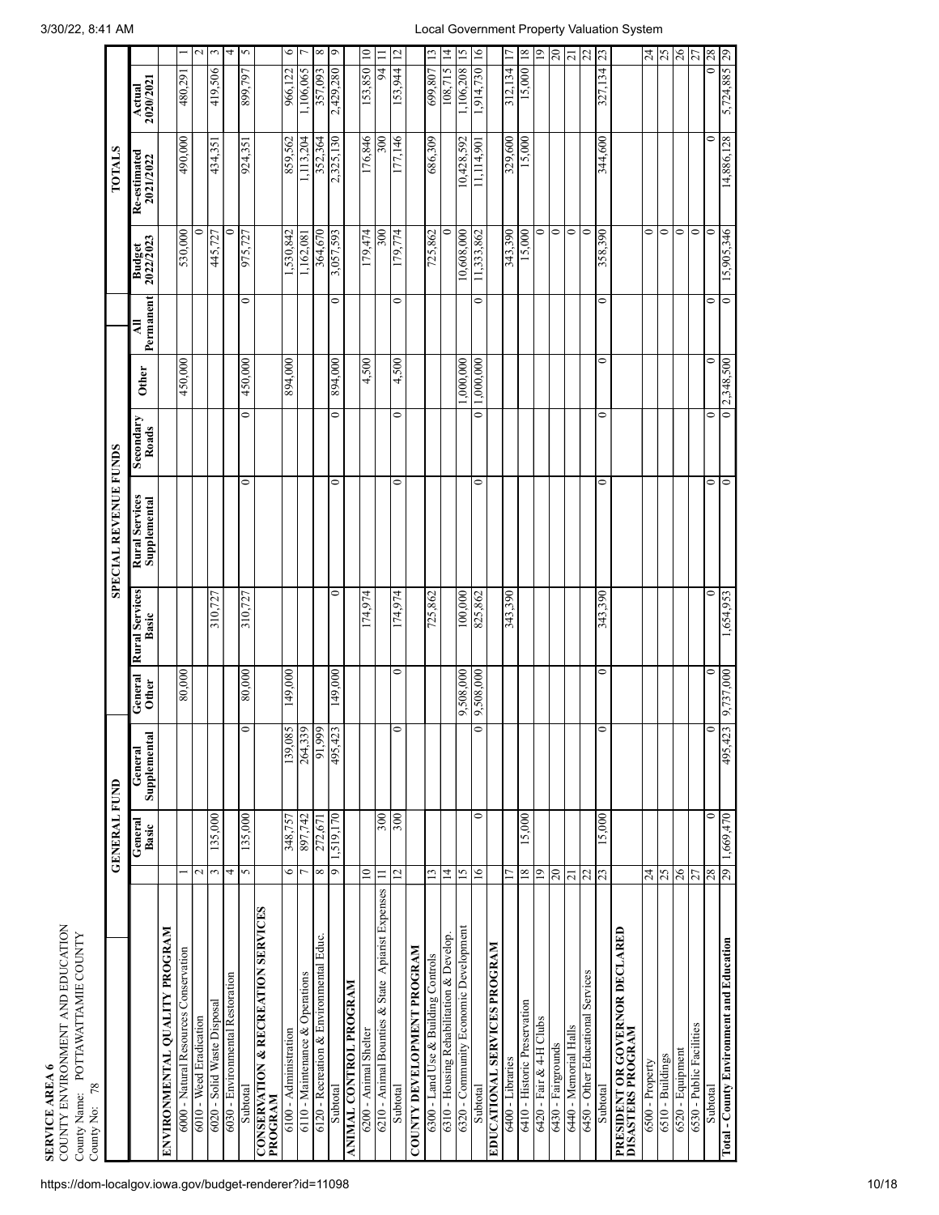**SERVICE AREA 6**
COUNTY ENVIRONMENT AND EDUCATION
County Name: POTTAWATTAMIE COUNTY
County No: 78

| | | GENERAL FUND | | | SPECIAL REVENUE FUNDS | | | | | | TOTALS | | | |
|---|---|---|---|---|---|---|---|---|---|---|---|---|---|---|
| | | General Basic | General Supplemental | General Other | Rural Services Basic | Rural Services Supplemental | Secondary Roads | Other | All Permanent | Budget 2022/2023 | Re-estimated 2021/2022 | Actual 2020/2021 | |
| **ENVIRONMENTAL QUALITY PROGRAM** | | | | | | | | | | | | | |
| 6000 - Natural Resources Conservation | 1 | | | 80,000 | | | | 450,000 | | 530,000 | 490,000 | 480,291 | 1 |
| 6010 - Weed Eradication | 2 | | | | | | | | | 0 | | | 2 |
| 6020 - Solid Waste Disposal | 3 | 135,000 | | | 310,727 | | | | | 445,727 | 434,351 | 419,506 | 3 |
| 6030 - Environmental Restoration | 4 | | | | | | | | | 0 | | | 4 |
| Subtotal | 5 | 135,000 | 0 | 80,000 | 310,727 | 0 | 0 | 450,000 | 0 | 975,727 | 924,351 | 899,797 | 5 |
| **CONSERVATION & RECREATION SERVICES PROGRAM** | | | | | | | | | | | | | |
| 6100 - Administration | 6 | 348,757 | 139,085 | 149,000 | | | | 894,000 | | 1,530,842 | 859,562 | 966,122 | 6 |
| 6110 - Maintenance & Operations | 7 | 897,742 | 264,339 | | | | | | | 1,162,081 | 1,113,204 | 1,106,065 | 7 |
| 6120 - Recreation & Environmental Educ. | 8 | 272,671 | 91,999 | | | | | | | 364,670 | 352,364 | 357,093 | 8 |
| Subtotal | 9 | 1,519,170 | 495,423 | 149,000 | 0 | 0 | 0 | 894,000 | 0 | 3,057,593 | 2,325,130 | 2,429,280 | 9 |
| **ANIMAL CONTROL PROGRAM** | | | | | | | | | | | | | |
| 6200 - Animal Shelter | 10 | | | | 174,974 | | | 4,500 | | 179,474 | 176,846 | 153,850 | 10 |
| 6210 - Animal Bounties & State Apiarist Expenses | 11 | 300 | | | | | | | | 300 | 300 | 94 | 11 |
| Subtotal | 12 | 300 | 0 | 0 | 174,974 | 0 | 0 | 4,500 | 0 | 179,774 | 177,146 | 153,944 | 12 |
| **COUNTY DEVELOPMENT PROGRAM** | | | | | | | | | | | | | |
| 6300 - Land Use & Building Controls | 13 | | | | 725,862 | | | | | 725,862 | 686,309 | 699,807 | 13 |
| 6310 - Housing Rehabilitation & Develop. | 14 | | | | | | | | | 0 | | 108,715 | 14 |
| 6320 - Community Economic Development | 15 | | | 9,508,000 | 100,000 | | | 1,000,000 | | 10,608,000 | 10,428,592 | 1,106,208 | 15 |
| Subtotal | 16 | 0 | 0 | 9,508,000 | 825,862 | 0 | 0 | 1,000,000 | 0 | 11,333,862 | 11,114,901 | 1,914,730 | 16 |
| **EDUCATIONAL SERVICES PROGRAM** | | | | | | | | | | | | | |
| 6400 - Libraries | 17 | | | | 343,390 | | | | | 343,390 | 329,600 | 312,134 | 17 |
| 6410 - Historic Preservation | 18 | 15,000 | | | | | | | | 15,000 | 15,000 | 15,000 | 18 |
| 6420 - Fair & 4-H Clubs | 19 | | | | | | | | | 0 | | | 19 |
| 6430 - Fairgrounds | 20 | | | | | | | | | 0 | | | 20 |
| 6440 - Memorial Halls | 21 | | | | | | | | | 0 | | | 21 |
| 6450 - Other Educational Services | 22 | | | | | | | | | 0 | | | 22 |
| Subtotal | 23 | 15,000 | 0 | 0 | 343,390 | 0 | 0 | 0 | 0 | 358,390 | 344,600 | 327,134 | 23 |
| **PRESIDENT OR GOVERNOR DECLARED DISASTERS PROGRAM** | | | | | | | | | | | | | |
| 6500 - Property | 24 | | | | | | | | | 0 | | | 24 |
| 6510 - Buildings | 25 | | | | | | | | | 0 | | | 25 |
| 6520 - Equipment | 26 | | | | | | | | | 0 | | | 26 |
| 6530 - Public Facilities | 27 | | | | | | | | | 0 | | | 27 |
| Subtotal | 28 | 0 | 0 | 0 | 0 | 0 | 0 | 0 | 0 | 0 | 0 | 0 | 28 |
| **Total - County Environment and Education** | 29 | 1,669,470 | 495,423 | 9,737,000 | 1,654,953 | 0 | 0 | 2,348,500 | 0 | 15,905,346 | 14,886,128 | 5,724,885 | 29 |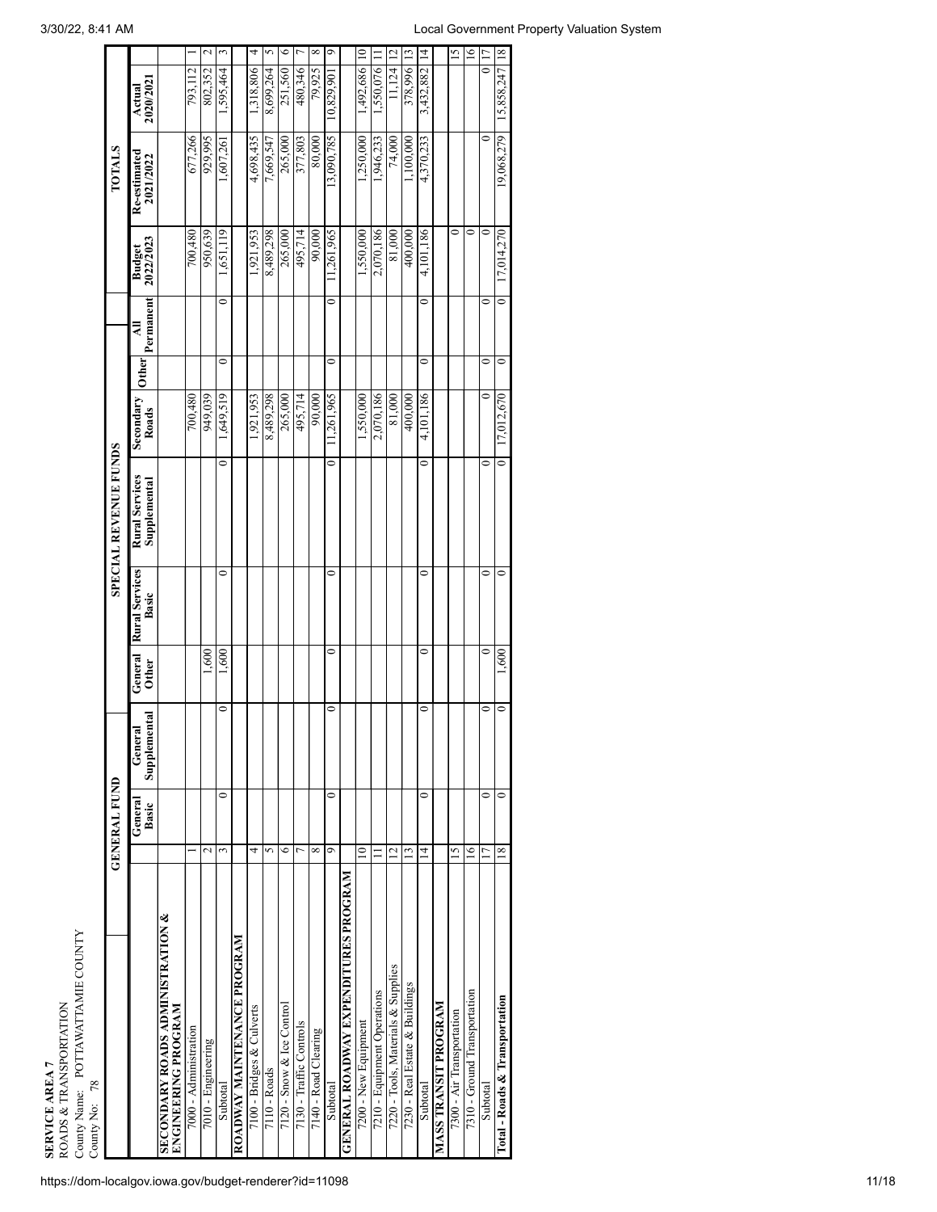**SERVICE AREA 7**
ROADS & TRANSPORTATION
County Name: POTTAWATTAMIE COUNTY
County No: 78

| | | GENERAL FUND | | | SPECIAL REVENUE FUNDS | | | | | | TOTALS | | | |
|---|---|---|---|---|---|---|---|---|---|---|---|---|---|---|
| | | General Basic | General Supplemental | General Other | Rural Services Basic | Rural Services Supplemental | Secondary Roads | Other | All Permanent | Budget 2022/2023 | Re-estimated 2021/2022 | Actual 2020/2021 | |
| **SECONDARY ROADS ADMINISTRATION & ENGINEERING PROGRAM** | | | | | | | | | | | | | |
| 7000 - Administration | 1 | | | | | | 700,480 | | | 700,480 | 677,266 | 793,112 | 1 |
| 7010 - Engineering | 2 | | | 1,600 | | | 949,039 | | | 950,639 | 929,995 | 802,352 | 2 |
| Subtotal | 3 | 0 | 0 | 1,600 | 0 | 0 | 1,649,519 | 0 | 0 | 1,651,119 | 1,607,261 | 1,595,464 | 3 |
| **ROADWAY MAINTENANCE PROGRAM** | | | | | | | | | | | | | |
| 7100 - Bridges & Culverts | 4 | | | | | | 1,921,953 | | | 1,921,953 | 4,698,435 | 1,318,806 | 4 |
| 7110 - Roads | 5 | | | | | | 8,489,298 | | | 8,489,298 | 7,669,547 | 8,699,264 | 5 |
| 7120 - Snow & Ice Control | 6 | | | | | | 265,000 | | | 265,000 | 265,000 | 251,560 | 6 |
| 7130 - Traffic Controls | 7 | | | | | | 495,714 | | | 495,714 | 377,803 | 480,346 | 7 |
| 7140 - Road Clearing | 8 | | | | | | 90,000 | | | 90,000 | 80,000 | 79,925 | 8 |
| Subtotal | 9 | 0 | 0 | 0 | 0 | 0 | 11,261,965 | 0 | 0 | 11,261,965 | 13,090,785 | 10,829,901 | 9 |
| **GENERAL ROADWAY EXPENDITURES PROGRAM** | | | | | | | | | | | | | |
| 7200 - New Equipment | 10 | | | | | | 1,550,000 | | | 1,550,000 | 1,250,000 | 1,492,686 | 10 |
| 7210 - Equipment Operations | 11 | | | | | | 2,070,186 | | | 2,070,186 | 1,946,233 | 1,550,076 | 11 |
| 7220 - Tools, Materials & Supplies | 12 | | | | | | 81,000 | | | 81,000 | 74,000 | 11,124 | 12 |
| 7230 - Real Estate & Buildings | 13 | | | | | | 400,000 | | | 400,000 | 1,100,000 | 378,996 | 13 |
| Subtotal | 14 | 0 | 0 | 0 | 0 | 0 | 4,101,186 | 0 | 0 | 4,101,186 | 4,370,233 | 3,432,882 | 14 |
| **MASS TRANSIT PROGRAM** | | | | | | | | | | | | | |
| 7300 - Air Transportation | 15 | | | | | | | | | 0 | | | 15 |
| 7310 - Ground Transportation | 16 | | | | | | | | | 0 | | | 16 |
| Subtotal | 17 | 0 | 0 | 0 | 0 | 0 | 0 | 0 | 0 | 0 | 0 | 0 | 17 |
| **Total - Roads & Transportation** | 18 | 0 | 0 | 1,600 | 0 | 0 | 17,012,670 | 0 | 0 | 17,014,270 | 19,068,279 | 15,858,247 | 18 |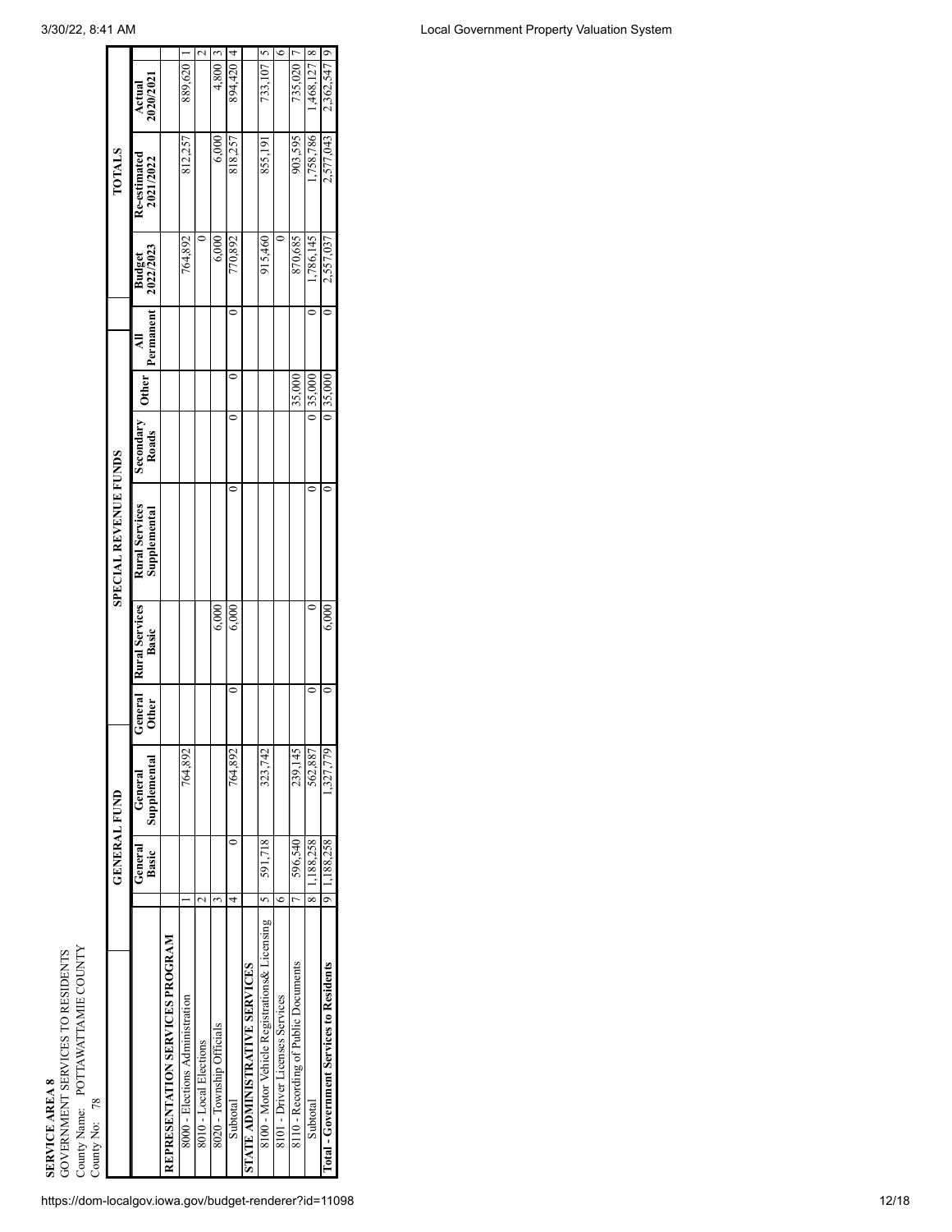**SERVICE AREA 8**
GOVERNMENT SERVICES TO RESIDENTS
County Name: POTTAWATTAMIE COUNTY
County No: 78

| | | GENERAL FUND | | | SPECIAL REVENUE FUNDS | | | | | | TOTALS | | | |
|---|---|---|---|---|---|---|---|---|---|---|---|---|---|---|
| | | General Basic | General Supplemental | General Other | Rural Services Basic | Rural Services Supplemental | Secondary Roads | Other | All Permanent | Budget 2022/2023 | Re-estimated 2021/2022 | Actual 2020/2021 | |
| **REPRESENTATION SERVICES PROGRAM** | | | | | | | | | | | | | |
| 8000 - Elections Administration | 1 | | 764,892 | | | | | | | 764,892 | 812,257 | 889,620 | 1 |
| 8010 - Local Elections | 2 | | | | | | | | | 0 | | | 2 |
| 8020 - Township Officials | 3 | | | | 6,000 | | | | | 6,000 | 6,000 | 4,800 | 3 |
| Subtotal | 4 | 0 | 764,892 | 0 | 6,000 | 0 | 0 | 0 | 0 | 770,892 | 818,257 | 894,420 | 4 |
| **STATE ADMINISTRATIVE SERVICES** | | | | | | | | | | | | | |
| 8100 - Motor Vehicle Registrations& Licensing | 5 | 591,718 | 323,742 | | | | | | | 915,460 | 855,191 | 733,107 | 5 |
| 8101 - Driver Licenses Services | 6 | | | | | | | | | 0 | | | 6 |
| 8110 - Recording of Public Documents | 7 | 596,540 | 239,145 | | | | | 35,000 | | 870,685 | 903,595 | 735,020 | 7 |
| Subtotal | 8 | 1,188,258 | 562,887 | 0 | 0 | 0 | 0 | 35,000 | 0 | 1,786,145 | 1,758,786 | 1,468,127 | 8 |
| **Total - Government Services to Residents** | 9 | 1,188,258 | 1,327,779 | 0 | 6,000 | 0 | 0 | 35,000 | 0 | 2,557,037 | 2,577,043 | 2,362,547 | 9 |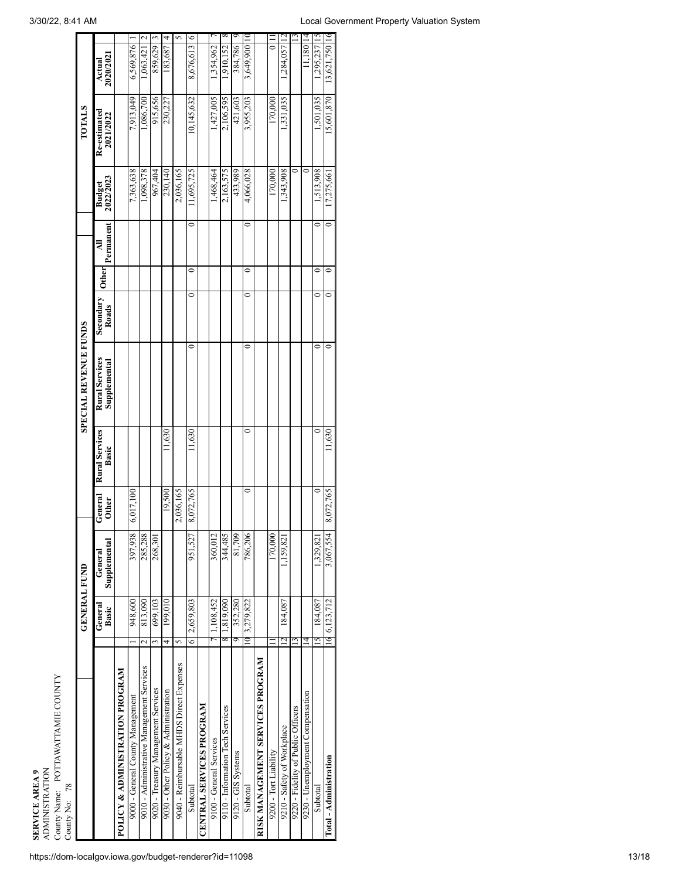**SERVICE AREA 9**
ADMINISTRATION
County Name: POTTAWATTAMIE COUNTY
County No: 78

| | | GENERAL FUND | | | SPECIAL REVENUE FUNDS | | | | | | TOTALS | | | |
|---|---|---|---|---|---|---|---|---|---|---|---|---|---|---|
| | | General Basic | General Supplemental | General Other | Rural Services Basic | Rural Services Supplemental | Secondary Roads | Other | All Permanent | Budget 2022/2023 | Re-estimated 2021/2022 | Actual 2020/2021 | |
| **POLICY & ADMINISTRATION PROGRAM** | | | | | | | | | | | | | |
| 9000 - General County Management | 1 | 948,600 | 397,938 | 6,017,100 | | | | | | 7,363,638 | 7,913,049 | 6,569,876 | 1 |
| 9010 - Administrative Management Services | 2 | 813,090 | 285,288 | | | | | | | 1,098,378 | 1,086,700 | 1,063,421 | 2 |
| 9020 - Treasury Management Services | 3 | 699,103 | 268,301 | | | | | | | 967,404 | 915,656 | 859,629 | 3 |
| 9030 - Other Policy & Administration | 4 | 199,010 | | 19,500 | 11,630 | | | | | 230,140 | 230,227 | 183,687 | 4 |
| 9040 - Reimbursable MHDS Direct Expenses | 5 | | | 2,036,165 | | | | | | 2,036,165 | | | 5 |
| Subtotal | 6 | 2,659,803 | 951,527 | 8,072,765 | 11,630 | 0 | 0 | 0 | 0 | 11,695,725 | 10,145,632 | 8,676,613 | 6 |
| **CENTRAL SERVICES PROGRAM** | | | | | | | | | | | | | |
| 9100 - General Services | 7 | 1,108,452 | 360,012 | | | | | | | 1,468,464 | 1,427,005 | 1,354,962 | 7 |
| 9110 - Information Tech Services | 8 | 1,819,090 | 344,485 | | | | | | | 2,163,575 | 2,106,595 | 1,910,152 | 8 |
| 9120 - GIS Systems | 9 | 352,280 | 81,709 | | | | | | | 433,989 | 421,603 | 384,786 | 9 |
| Subtotal | 10 | 3,279,822 | 786,206 | 0 | 0 | 0 | 0 | 0 | 0 | 4,066,028 | 3,955,203 | 3,649,900 | 10 |
| **RISK MANAGEMENT SERVICES PROGRAM** | | | | | | | | | | | | | |
| 9200 - Tort Liability | 11 | | 170,000 | | | | | | | 170,000 | 170,000 | 0 | 11 |
| 9210 - Safety of Workplace | 12 | 184,087 | 1,159,821 | | | | | | | 1,343,908 | 1,331,035 | 1,284,057 | 12 |
| 9220 - Fidelity of Public Officers | 13 | | | | | | | | | 0 | | | 13 |
| 9230 - Unemployment Compensation | 14 | | | | | | | | | 0 | | 11,180 | 14 |
| Subtotal | 15 | 184,087 | 1,329,821 | 0 | 0 | 0 | 0 | 0 | 0 | 1,513,908 | 1,501,035 | 1,295,237 | 15 |
| **Total - Administration** | 16 | 6,123,712 | 3,067,554 | 8,072,765 | 11,630 | 0 | 0 | 0 | 0 | 17,275,661 | 15,601,870 | 13,621,750 | 16 |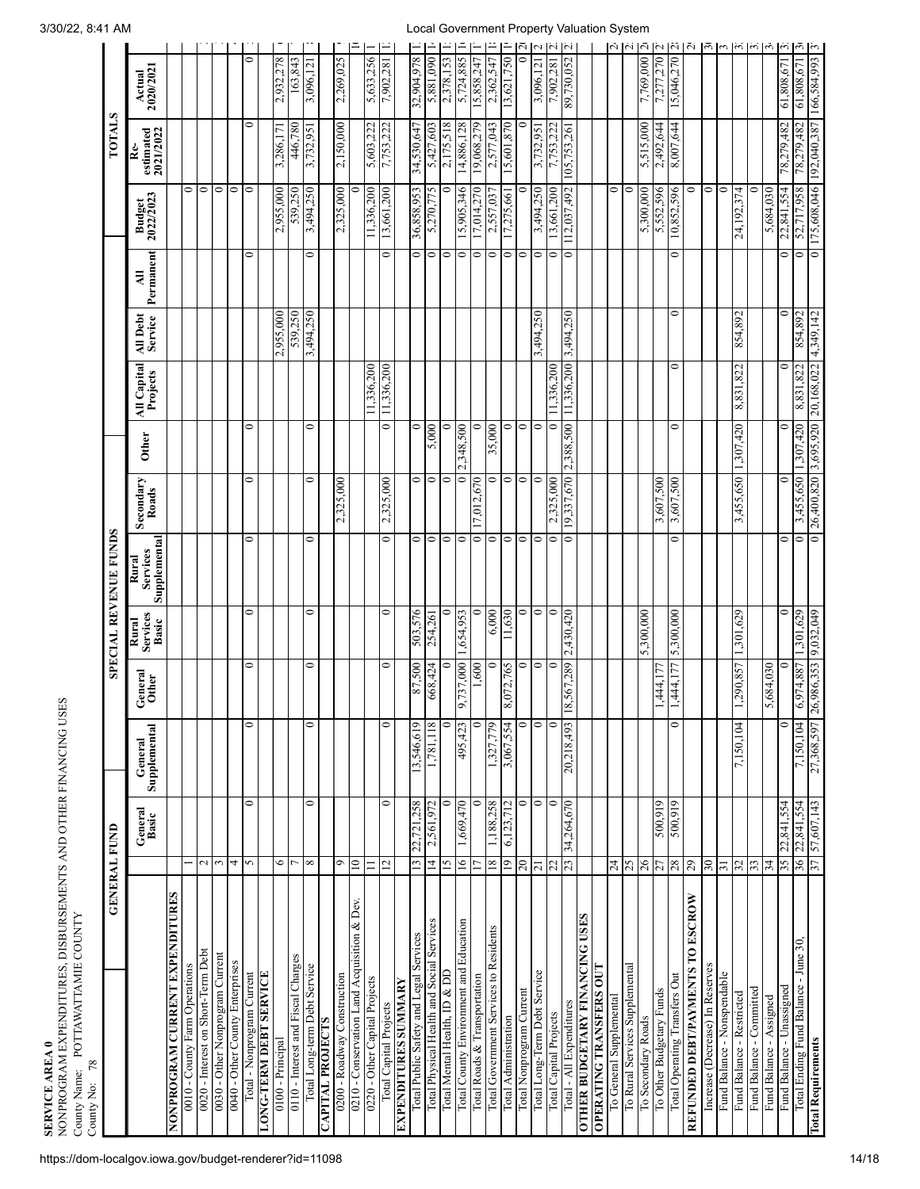**SERVICE AREA 0**

NONPROGRAM EXPENDITURES, DISBURSEMENTS AND OTHER FINANCING USES

County Name: POTTAWATTAMIE COUNTY

County No: 78

| | | GENERAL FUND | | | SPECIAL REVENUE FUNDS | | | | | | | | TOTALS | |
|---|---|---|---|---|---|---|---|---|---|---|---|---|---|---|
| | | General Basic | General Supplemental | General Other | Rural Services Basic | Rural Services Supplemental | Secondary Roads | Other | All Capital Projects | All Debt Service | All Permanent | Budget 2022/2023 | Re-estimated 2021/2022 | Actual 2020/2021 |
| **NONPROGRAM CURRENT EXPENDITURES** | | | | | | | | | | | | | | |
| 0010 - County Farm Operations | 1 | | | | | | | | | | | 0 | | |
| 0020 - Interest on Short-Term Debt | 2 | | | | | | | | | | | 0 | | |
| 0030 - Other Nonprogram Current | 3 | | | | | | | | | | | 0 | | |
| 0040 - Other County Enterprises | 4 | | | | | | | | | | | 0 | | |
| Total - Nonprogram Current | 5 | 0 | 0 | 0 | 0 | 0 | 0 | 0 | | | 0 | 0 | 0 | 0 |
| **LONG-TERM DEBT SERVICE** | | | | | | | | | | | | | | |
| 0100 - Principal | 6 | | | | | | | | | 2,955,000 | | 2,955,000 | 3,286,171 | 2,932,278 |
| 0110 - Interest and Fiscal Charges | 7 | | | | | | | | | 539,250 | | 539,250 | 446,780 | 163,843 |
| Total Long-term Debt Service | 8 | 0 | 0 | 0 | 0 | 0 | 0 | 0 | | 3,494,250 | 0 | 3,494,250 | 3,732,951 | 3,096,121 |
| **CAPITAL PROJECTS** | | | | | | | | | | | | | | |
| 0200 - Roadway Construction | 9 | | | | | | 2,325,000 | | | | | 2,325,000 | 2,150,000 | 2,269,025 |
| 0210 - Conservation Land Acquisition & Dev. | 10 | | | | | | | | | | | 0 | | |
| 0220 - Other Capital Projects | 11 | | | | | | | | 11,336,200 | | | 11,336,200 | 5,603,222 | 5,633,256 |
| Total Capital Projects | 12 | 0 | 0 | 0 | 0 | 0 | 2,325,000 | 0 | 11,336,200 | | 0 | 13,661,200 | 7,753,222 | 7,902,281 |
| **EXPENDITURES SUMMARY** | | | | | | | | | | | | | | |
| Total Public Safety and Legal Services | 13 | 22,721,258 | 13,546,619 | 87,500 | 503,576 | 0 | 0 | 0 | | | 0 | 36,858,953 | 34,530,647 | 32,904,978 |
| Total Physical Health and Social Services | 14 | 2,561,972 | 1,781,118 | 668,424 | 254,261 | 0 | 0 | 5,000 | | | 0 | 5,270,775 | 5,427,603 | 5,881,090 |
| Total Mental Health, ID & DD | 15 | 0 | 0 | 0 | 0 | 0 | 0 | 0 | | | 0 | 0 | 2,175,518 | 2,378,153 |
| Total County Environment and Education | 16 | 1,669,470 | 495,423 | 9,737,000 | 1,654,953 | 0 | 0 | 2,348,500 | | | 0 | 15,905,346 | 14,886,128 | 5,724,885 |
| Total Roads & Transportation | 17 | 0 | 0 | 1,600 | 0 | 0 | 17,012,670 | 0 | | | 0 | 17,014,270 | 19,068,279 | 15,858,247 |
| Total Government Services to Residents | 18 | 1,188,258 | 1,327,779 | 0 | 6,000 | 0 | 0 | 35,000 | | | 0 | 2,557,037 | 2,577,043 | 2,362,547 |
| Total Administration | 19 | 6,123,712 | 3,067,554 | 8,072,765 | 11,630 | 0 | 0 | 0 | | | 0 | 17,275,661 | 15,601,870 | 13,621,750 |
| Total Nonprogram Current | 20 | 0 | 0 | 0 | 0 | 0 | 0 | 0 | | | 0 | 0 | 0 | 0 |
| Total Long-Term Debt Service | 21 | 0 | 0 | 0 | 0 | 0 | 0 | 0 | | 3,494,250 | 0 | 3,494,250 | 3,732,951 | 3,096,121 |
| Total Capital Projects | 22 | 0 | 0 | 0 | 0 | 0 | 2,325,000 | 0 | 11,336,200 | | 0 | 13,661,200 | 7,753,222 | 7,902,281 |
| Total - All Expenditures | 23 | 34,264,670 | 20,218,493 | 18,567,289 | 2,430,420 | 0 | 19,337,670 | 2,388,500 | 11,336,200 | 3,494,250 | 0 | 112,037,492 | 105,753,261 | 89,730,052 |
| **OTHER BUDGETARY FINANCING USES** | | | | | | | | | | | | | | |
| **OPERATING TRANSFERS OUT** | | | | | | | | | | | | | | |
| To General Supplemental | 24 | | | | | | | | | | | 0 | | |
| To Rural Services Supplemental | 25 | | | | | | | | | | | 0 | | |
| To Secondary Roads | 26 | | | | 5,300,000 | | | | | | | 5,300,000 | 5,515,000 | 7,769,000 |
| To Other Budgetary Funds | 27 | 500,919 | | 1,444,177 | | | 3,607,500 | | | | | 5,552,596 | 2,492,644 | 7,277,270 |
| Total Operating Transfers Out | 28 | 500,919 | 0 | 1,444,177 | 5,300,000 | 0 | 3,607,500 | 0 | 0 | 0 | 0 | 10,852,596 | 8,007,644 | 15,046,270 |
| **REFUNDED DEBT/PAYMENTS TO ESCROW** | 29 | | | | | | | | | | | 0 | | |
| Increase (Decrease) In Reserves | 30 | | | | | | | | | | | 0 | 0 | |
| Fund Balance - Nonspendable | 31 | | | | | | | | | | | 0 | | |
| Fund Balance - Restricted | 32 | | 7,150,104 | 1,290,857 | 1,301,629 | | 3,455,650 | 1,307,420 | 8,831,822 | 854,892 | | 24,192,374 | | |
| Fund Balance - Committed | 33 | | | | | | | | | | | 0 | | |
| Fund Balance - Assigned | 34 | | | 5,684,030 | | | | | | | | 5,684,030 | | |
| Fund Balance - Unassigned | 35 | 22,841,554 | 0 | 0 | 0 | 0 | 0 | 0 | 0 | 0 | 0 | 22,841,554 | 78,279,482 | 61,808,671 |
| Total Ending Fund Balance - June 30, | 36 | 22,841,554 | 7,150,104 | 6,974,887 | 1,301,629 | 0 | 3,455,650 | 1,307,420 | 8,831,822 | 854,892 | 0 | 52,717,958 | 78,279,482 | 61,808,671 |
| **Total Requirements** | 37 | 57,607,143 | 27,368,597 | 26,986,353 | 9,032,049 | 0 | 26,400,820 | 3,695,920 | 20,168,022 | 4,349,142 | 0 | 175,608,046 | 192,040,387 | 166,584,993 |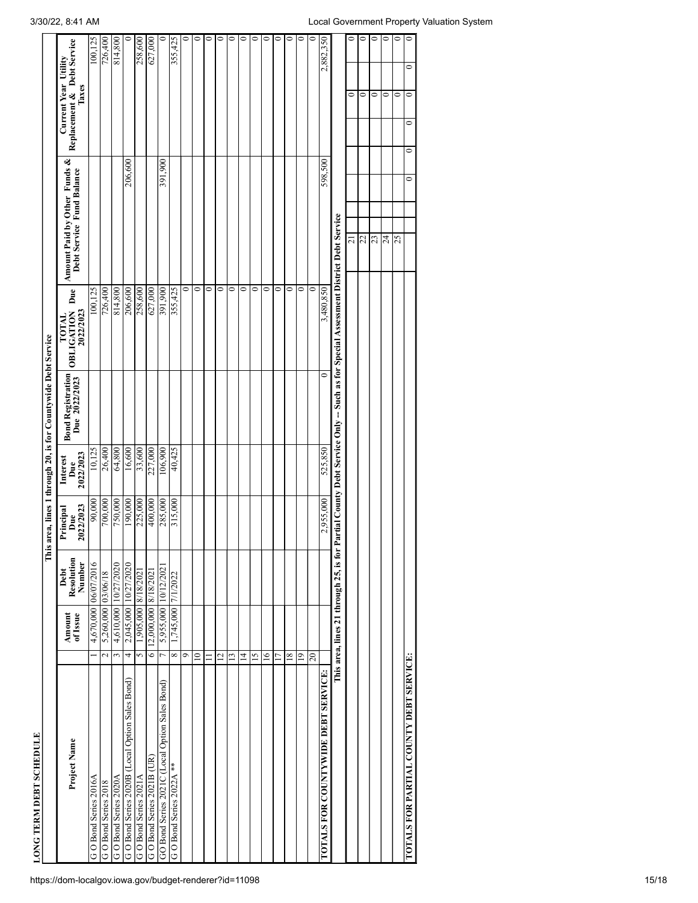## LONG TERM DEBT SCHEDULE

This area, lines 1 through 20, is for Countywide Debt Service

| Project Name | | Amount of Issue | Debt Resolution Number | Principal Due 2022/2023 | Interest Due 2022/2023 | Bond Registration Due 2022/2023 | TOTAL OBLIGATION Due 2022/2023 | Amount Paid by Other Funds & Debt Service Fund Balance | Current Year Utility Replacement & Debt Service Taxes |
|---|---|---|---|---|---|---|---|---|---|
| G O Bond Series 2016A | 1 | 4,670,000 | 06/07/2016 | 90,000 | 10,125 | | 100,125 | | 100,125 |
| G O Bond Series 2018 | 2 | 5,260,000 | 03/06/18 | 700,000 | 26,400 | | 726,400 | | 726,400 |
| G O Bond Series 2020A | 3 | 4,610,000 | 10/27/2020 | 750,000 | 64,800 | | 814,800 | | 814,800 |
| G O Bond Series 2020B (Local Option Sales Bond) | 4 | 2,045,000 | 10/27/2020 | 190,000 | 16,600 | | 206,600 | 206,600 | 0 |
| G O Bond Series 2021A | 5 | 1,905,000 | 8/18/2021 | 225,000 | 33,600 | | 258,600 | | 258,600 |
| G O Bond Series 2021B (UR) | 6 | 12,000,000 | 8/18/2021 | 400,000 | 227,000 | | 627,000 | | 627,000 |
| GO Bond Series 2021C (Local Option Sales Bond) | 7 | 5,955,000 | 10/12/2021 | 285,000 | 106,900 | | 391,900 | 391,900 | 0 |
| G O Bond Series 2022A ** | 8 | 1,745,000 | 7/1/2022 | 315,000 | 40,425 | | 355,425 | | 355,425 |
| | 9 | | | | | | 0 | | 0 |
| | 10 | | | | | | 0 | | 0 |
| | 11 | | | | | | 0 | | 0 |
| | 12 | | | | | | 0 | | 0 |
| | 13 | | | | | | 0 | | 0 |
| | 14 | | | | | | 0 | | 0 |
| | 15 | | | | | | 0 | | 0 |
| | 16 | | | | | | 0 | | 0 |
| | 17 | | | | | | 0 | | 0 |
| | 18 | | | | | | 0 | | 0 |
| | 19 | | | | | | 0 | | 0 |
| | 20 | | | | | | 0 | | 0 |
| **TOTALS FOR COUNTYWIDE DEBT SERVICE:** | | | | 2,955,000 | 525,850 | 0 | 3,480,850 | 598,500 | 2,882,350 |

This area, lines 21 through 25, is for Partial County Debt Service Only -- Such as for Special Assessment District Debt Service

| Project Name | | Amount of Issue | Debt Resolution Number | Principal Due 2022/2023 | Interest Due 2022/2023 | Bond Registration Due 2022/2023 | TOTAL OBLIGATION Due 2022/2023 | Amount Paid by Other Funds & Debt Service Fund Balance | Current Year Utility Replacement & Debt Service Taxes |
|---|---|---|---|---|---|---|---|---|---|
| | 21 | | | | | | 0 | | 0 |
| | 22 | | | | | | 0 | | 0 |
| | 23 | | | | | | 0 | | 0 |
| | 24 | | | | | | 0 | | 0 |
| | 25 | | | | | | 0 | | 0 |
| **TOTALS FOR PARTIAL COUNTY DEBT SERVICE:** | | | | 0 | 0 | 0 | 0 | 0 | 0 |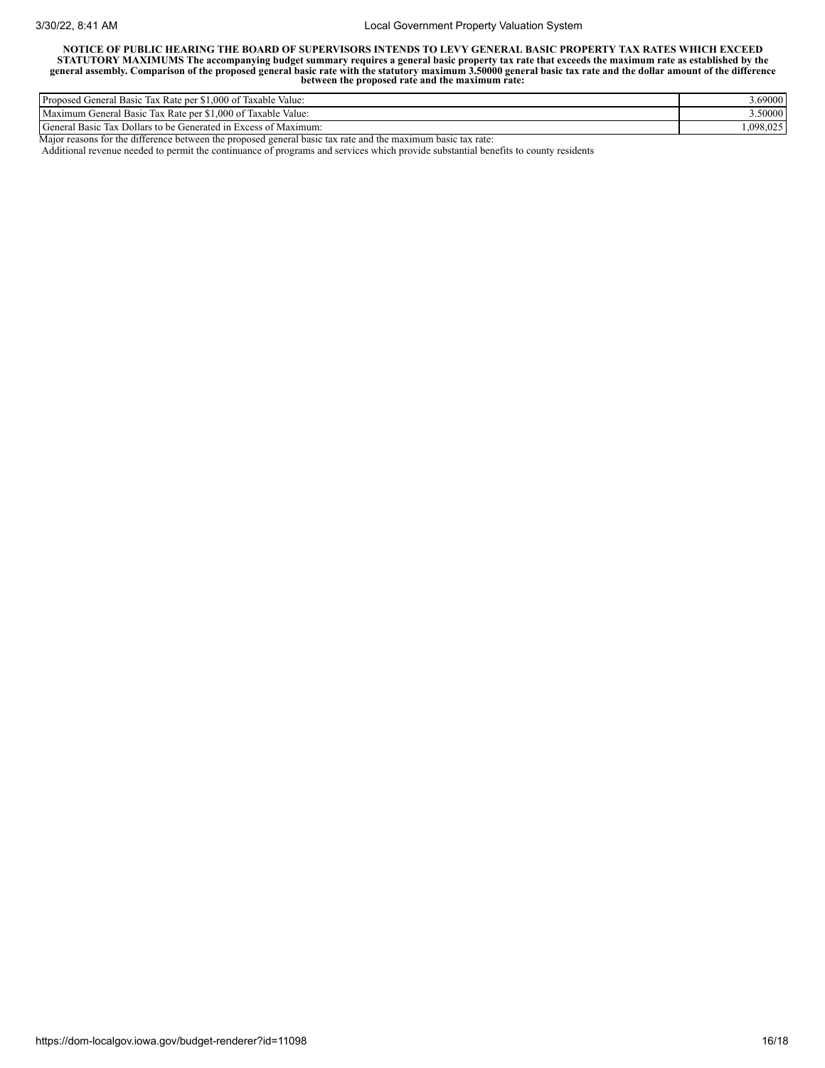**NOTICE OF PUBLIC HEARING THE BOARD OF SUPERVISORS INTENDS TO LEVY GENERAL BASIC PROPERTY TAX RATES WHICH EXCEED STATUTORY MAXIMUMS The accompanying budget summary requires a general basic property tax rate that exceeds the maximum rate as established by the general assembly. Comparison of the proposed general basic rate with the statutory maximum 3.50000 general basic tax rate and the dollar amount of the difference between the proposed rate and the maximum rate:**

| | |
|---|---|
| Proposed General Basic Tax Rate per $1,000 of Taxable Value: | 3.69000 |
| Maximum General Basic Tax Rate per $1,000 of Taxable Value: | 3.50000 |
| General Basic Tax Dollars to be Generated in Excess of Maximum: | 1,098,025 |

Major reasons for the difference between the proposed general basic tax rate and the maximum basic tax rate:

Additional revenue needed to permit the continuance of programs and services which provide substantial benefits to county residents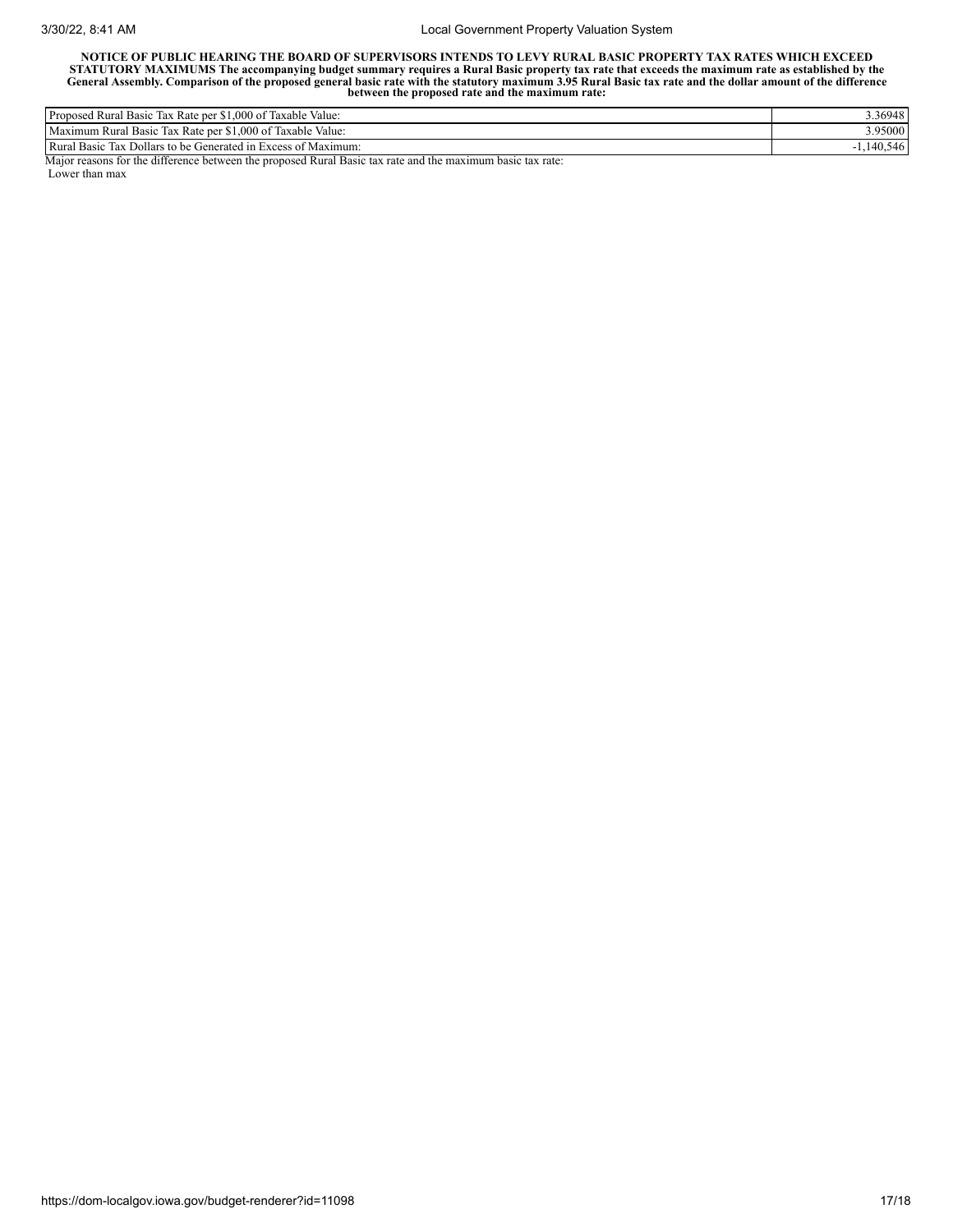**NOTICE OF PUBLIC HEARING THE BOARD OF SUPERVISORS INTENDS TO LEVY RURAL BASIC PROPERTY TAX RATES WHICH EXCEED STATUTORY MAXIMUMS The accompanying budget summary requires a Rural Basic property tax rate that exceeds the maximum rate as established by the General Assembly. Comparison of the proposed general basic rate with the statutory maximum 3.95 Rural Basic tax rate and the dollar amount of the difference between the proposed rate and the maximum rate:**

| | |
|---|---|
| Proposed Rural Basic Tax Rate per $1,000 of Taxable Value: | 3.36948 |
| Maximum Rural Basic Tax Rate per $1,000 of Taxable Value: | 3.95000 |
| Rural Basic Tax Dollars to be Generated in Excess of Maximum: | -1,140,546 |

Major reasons for the difference between the proposed Rural Basic tax rate and the maximum basic tax rate:

Lower than max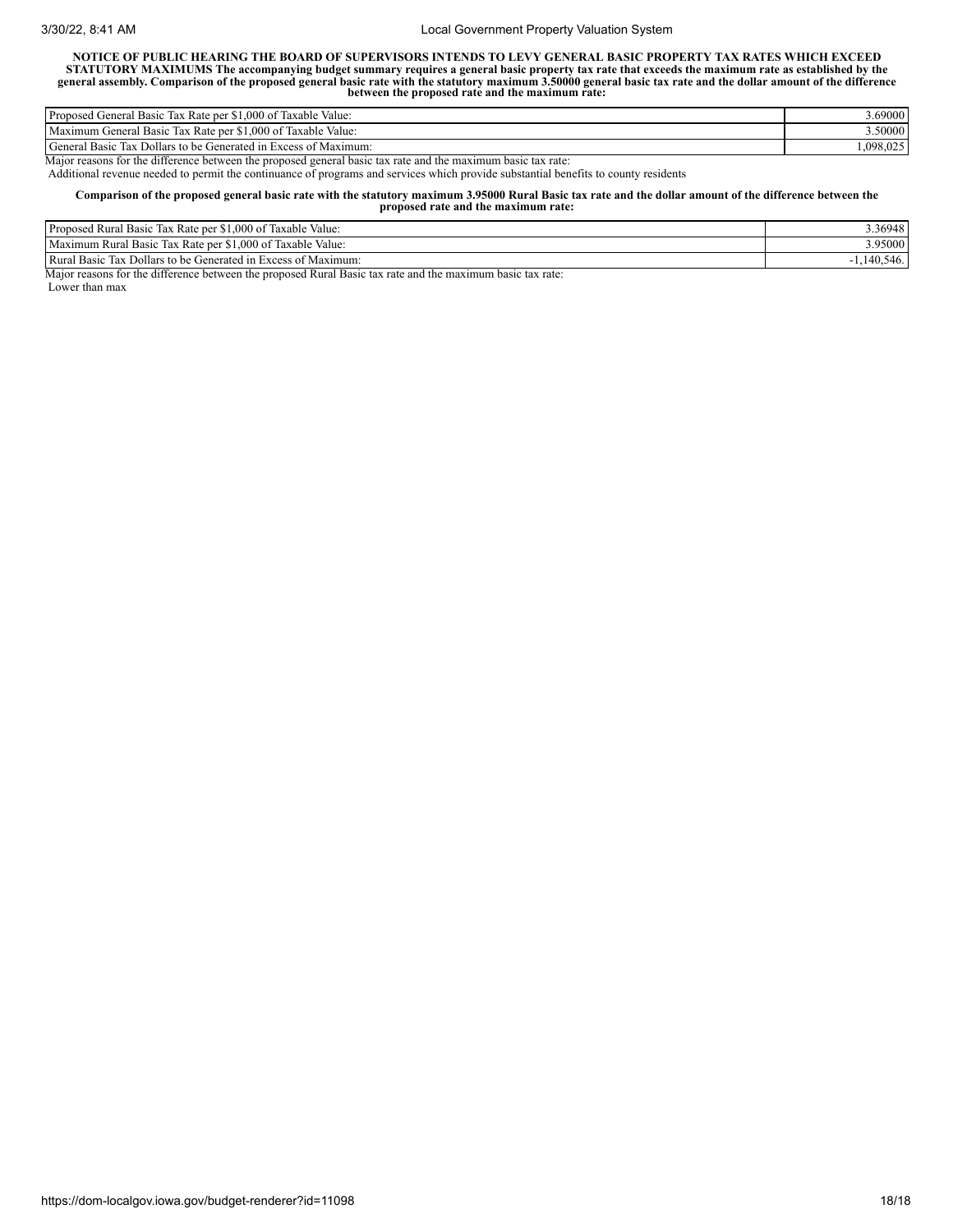**NOTICE OF PUBLIC HEARING THE BOARD OF SUPERVISORS INTENDS TO LEVY GENERAL BASIC PROPERTY TAX RATES WHICH EXCEED STATUTORY MAXIMUMS The accompanying budget summary requires a general basic property tax rate that exceeds the maximum rate as established by the general assembly. Comparison of the proposed general basic rate with the statutory maximum 3.50000 general basic tax rate and the dollar amount of the difference between the proposed rate and the maximum rate:**

| | |
|---|---|
| Proposed General Basic Tax Rate per $1,000 of Taxable Value: | 3.69000 |
| Maximum General Basic Tax Rate per $1,000 of Taxable Value: | 3.50000 |
| General Basic Tax Dollars to be Generated in Excess of Maximum: | 1,098,025 |

Major reasons for the difference between the proposed general basic tax rate and the maximum basic tax rate:

Additional revenue needed to permit the continuance of programs and services which provide substantial benefits to county residents

**Comparison of the proposed general basic rate with the statutory maximum 3.95000 Rural Basic tax rate and the dollar amount of the difference between the proposed rate and the maximum rate:**

| | |
|---|---|
| Proposed Rural Basic Tax Rate per $1,000 of Taxable Value: | 3.36948 |
| Maximum Rural Basic Tax Rate per $1,000 of Taxable Value: | 3.95000 |
| Rural Basic Tax Dollars to be Generated in Excess of Maximum: | -1,140,546. |

Major reasons for the difference between the proposed Rural Basic tax rate and the maximum basic tax rate:

Lower than max